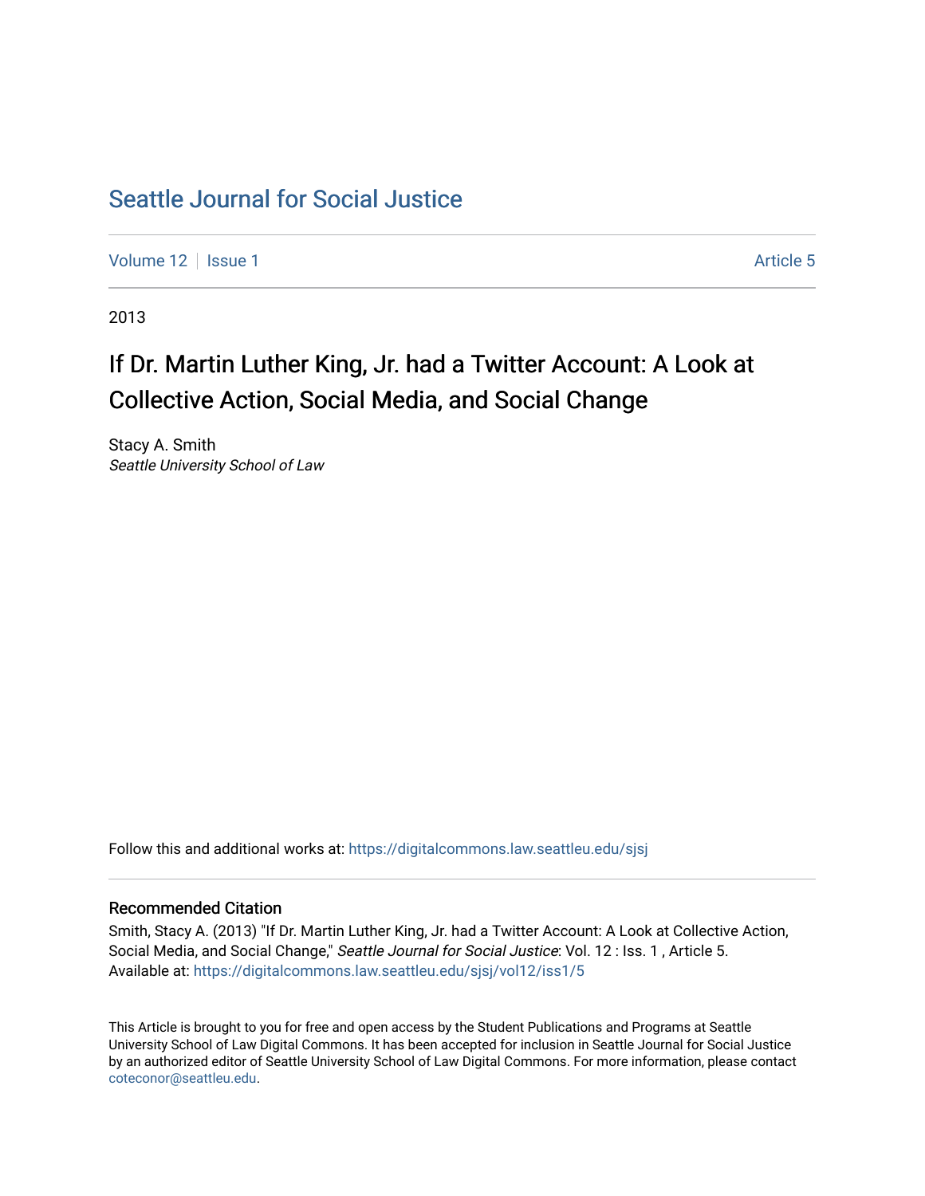# Seattle Journal for Social Justice

Volume 12 | Issue 1 | Article 5

2013

## If Dr. Martin Luther King, Jr. had a Twitter Account: A Look at Collective Action, Social Media, and Social Change

Stacy A. Smith
*Seattle University School of Law*

Follow this and additional works at: https://digitalcommons.law.seattleu.edu/sjsj

### Recommended Citation

Smith, Stacy A. (2013) "If Dr. Martin Luther King, Jr. had a Twitter Account: A Look at Collective Action, Social Media, and Social Change," *Seattle Journal for Social Justice*: Vol. 12 : Iss. 1 , Article 5. Available at: https://digitalcommons.law.seattleu.edu/sjsj/vol12/iss1/5

This Article is brought to you for free and open access by the Student Publications and Programs at Seattle University School of Law Digital Commons. It has been accepted for inclusion in Seattle Journal for Social Justice by an authorized editor of Seattle University School of Law Digital Commons. For more information, please contact coteconor@seattleu.edu.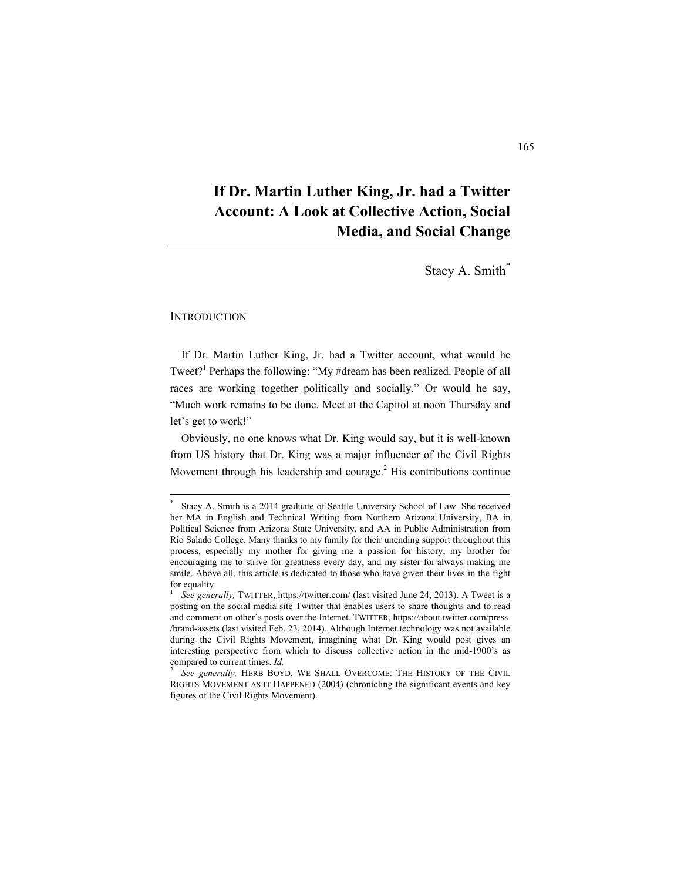# If Dr. Martin Luther King, Jr. had a Twitter Account: A Look at Collective Action, Social Media, and Social Change

Stacy A. Smith[*]

## INTRODUCTION

If Dr. Martin Luther King, Jr. had a Twitter account, what would he Tweet?[1] Perhaps the following: "My #dream has been realized. People of all races are working together politically and socially." Or would he say, "Much work remains to be done. Meet at the Capitol at noon Thursday and let's get to work!"

Obviously, no one knows what Dr. King would say, but it is well-known from US history that Dr. King was a major influencer of the Civil Rights Movement through his leadership and courage.[2] His contributions continue

---

[*] Stacy A. Smith is a 2014 graduate of Seattle University School of Law. She received her MA in English and Technical Writing from Northern Arizona University, BA in Political Science from Arizona State University, and AA in Public Administration from Rio Salado College. Many thanks to my family for their unending support throughout this process, especially my mother for giving me a passion for history, my brother for encouraging me to strive for greatness every day, and my sister for always making me smile. Above all, this article is dedicated to those who have given their lives in the fight for equality.

[1] *See generally,* TWITTER, https://twitter.com/ (last visited June 24, 2013). A Tweet is a posting on the social media site Twitter that enables users to share thoughts and to read and comment on other's posts over the Internet. TWITTER, https://about.twitter.com/press/brand-assets (last visited Feb. 23, 2014). Although Internet technology was not available during the Civil Rights Movement, imagining what Dr. King would post gives an interesting perspective from which to discuss collective action in the mid-1900's as compared to current times. *Id.*

[2] *See generally,* HERB BOYD, WE SHALL OVERCOME: THE HISTORY OF THE CIVIL RIGHTS MOVEMENT AS IT HAPPENED (2004) (chronicling the significant events and key figures of the Civil Rights Movement).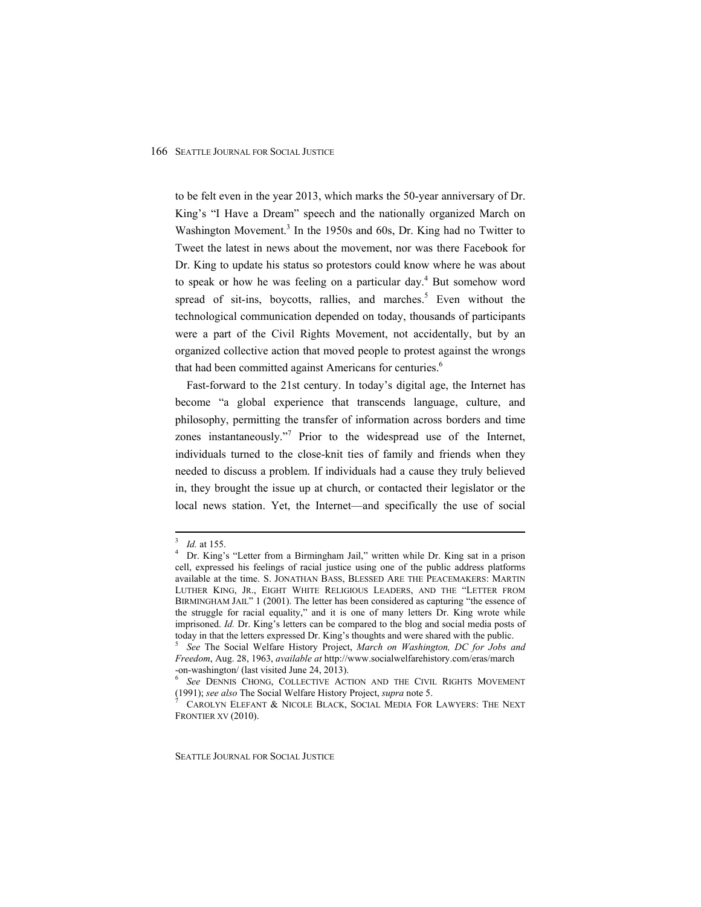to be felt even in the year 2013, which marks the 50-year anniversary of Dr. King's "I Have a Dream" speech and the nationally organized March on Washington Movement.[3] In the 1950s and 60s, Dr. King had no Twitter to Tweet the latest in news about the movement, nor was there Facebook for Dr. King to update his status so protestors could know where he was about to speak or how he was feeling on a particular day.[4] But somehow word spread of sit-ins, boycotts, rallies, and marches.[5] Even without the technological communication depended on today, thousands of participants were a part of the Civil Rights Movement, not accidentally, but by an organized collective action that moved people to protest against the wrongs that had been committed against Americans for centuries.[6]

Fast-forward to the 21st century. In today's digital age, the Internet has become "a global experience that transcends language, culture, and philosophy, permitting the transfer of information across borders and time zones instantaneously."[7] Prior to the widespread use of the Internet, individuals turned to the close-knit ties of family and friends when they needed to discuss a problem. If individuals had a cause they truly believed in, they brought the issue up at church, or contacted their legislator or the local news station. Yet, the Internet—and specifically the use of social

---

[3] *Id.* at 155.

[4] Dr. King's "Letter from a Birmingham Jail," written while Dr. King sat in a prison cell, expressed his feelings of racial justice using one of the public address platforms available at the time. S. JONATHAN BASS, BLESSED ARE THE PEACEMAKERS: MARTIN LUTHER KING, JR., EIGHT WHITE RELIGIOUS LEADERS, AND THE "LETTER FROM BIRMINGHAM JAIL" 1 (2001). The letter has been considered as capturing "the essence of the struggle for racial equality," and it is one of many letters Dr. King wrote while imprisoned. *Id.* Dr. King's letters can be compared to the blog and social media posts of today in that the letters expressed Dr. King's thoughts and were shared with the public.

[5] *See* The Social Welfare History Project, *March on Washington, DC for Jobs and Freedom*, Aug. 28, 1963, *available at* http://www.socialwelfarehistory.com/eras/march-on-washington/ (last visited June 24, 2013).

[6] *See* DENNIS CHONG, COLLECTIVE ACTION AND THE CIVIL RIGHTS MOVEMENT (1991); *see also* The Social Welfare History Project, *supra* note 5.

[7] CAROLYN ELEFANT & NICOLE BLACK, SOCIAL MEDIA FOR LAWYERS: THE NEXT FRONTIER XV (2010).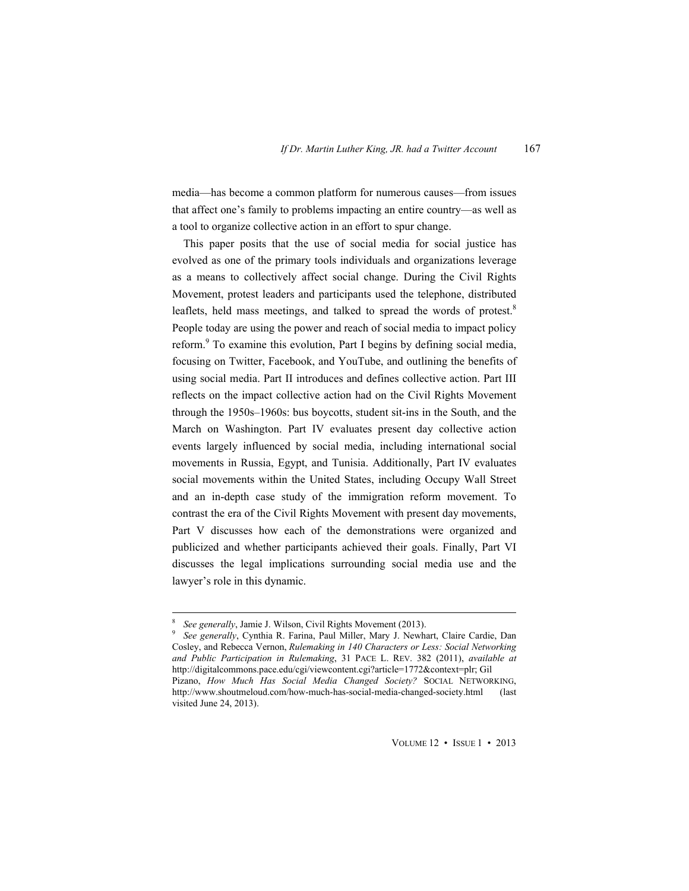media—has become a common platform for numerous causes—from issues that affect one's family to problems impacting an entire country—as well as a tool to organize collective action in an effort to spur change.

This paper posits that the use of social media for social justice has evolved as one of the primary tools individuals and organizations leverage as a means to collectively affect social change. During the Civil Rights Movement, protest leaders and participants used the telephone, distributed leaflets, held mass meetings, and talked to spread the words of protest.[8] People today are using the power and reach of social media to impact policy reform.[9] To examine this evolution, Part I begins by defining social media, focusing on Twitter, Facebook, and YouTube, and outlining the benefits of using social media. Part II introduces and defines collective action. Part III reflects on the impact collective action had on the Civil Rights Movement through the 1950s–1960s: bus boycotts, student sit-ins in the South, and the March on Washington. Part IV evaluates present day collective action events largely influenced by social media, including international social movements in Russia, Egypt, and Tunisia. Additionally, Part IV evaluates social movements within the United States, including Occupy Wall Street and an in-depth case study of the immigration reform movement. To contrast the era of the Civil Rights Movement with present day movements, Part V discusses how each of the demonstrations were organized and publicized and whether participants achieved their goals. Finally, Part VI discusses the legal implications surrounding social media use and the lawyer's role in this dynamic.

---

[8] *See generally*, Jamie J. Wilson, Civil Rights Movement (2013).

[9] *See generally*, Cynthia R. Farina, Paul Miller, Mary J. Newhart, Claire Cardie, Dan Cosley, and Rebecca Vernon, *Rulemaking in 140 Characters or Less: Social Networking and Public Participation in Rulemaking*, 31 PACE L. REV. 382 (2011), *available at* http://digitalcommons.pace.edu/cgi/viewcontent.cgi?article=1772&context=plr; Gil Pizano, *How Much Has Social Media Changed Society?* SOCIAL NETWORKING, http://www.shoutmeloud.com/how-much-has-social-media-changed-society.html (last visited June 24, 2013).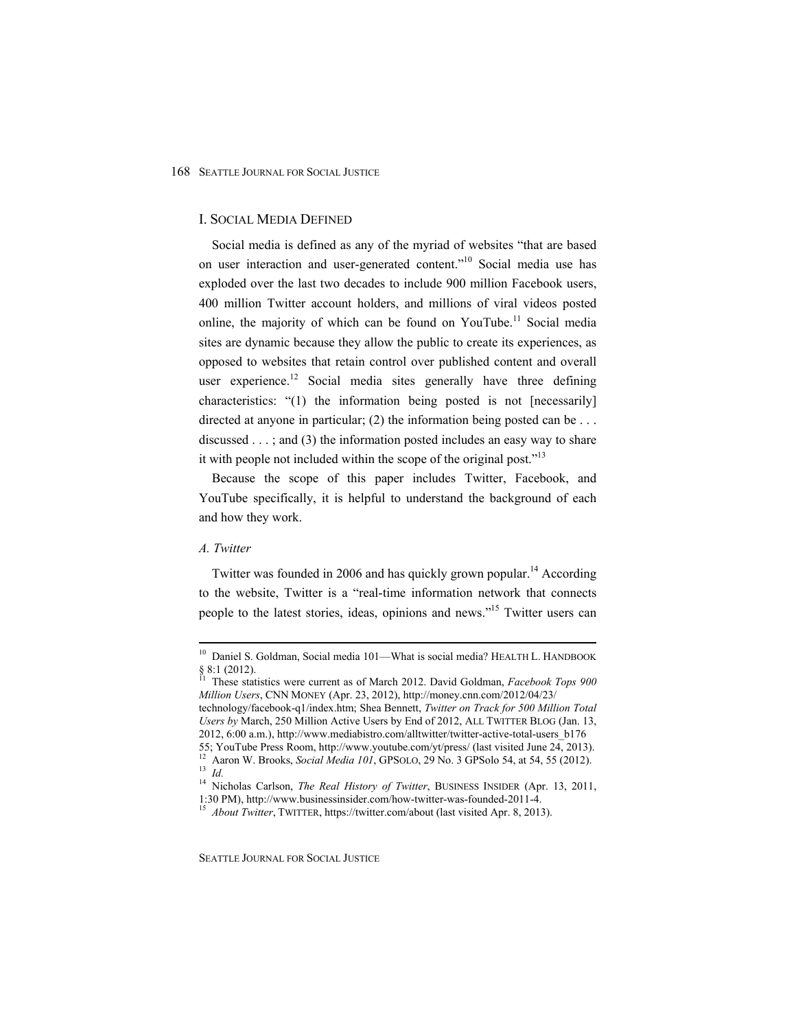## I. Social Media Defined

Social media is defined as any of the myriad of websites "that are based on user interaction and user-generated content."[10] Social media use has exploded over the last two decades to include 900 million Facebook users, 400 million Twitter account holders, and millions of viral videos posted online, the majority of which can be found on YouTube.[11] Social media sites are dynamic because they allow the public to create its experiences, as opposed to websites that retain control over published content and overall user experience.[12] Social media sites generally have three defining characteristics: "(1) the information being posted is not [necessarily] directed at anyone in particular; (2) the information being posted can be . . . discussed . . . ; and (3) the information posted includes an easy way to share it with people not included within the scope of the original post."[13]

Because the scope of this paper includes Twitter, Facebook, and YouTube specifically, it is helpful to understand the background of each and how they work.

### *A. Twitter*

Twitter was founded in 2006 and has quickly grown popular.[14] According to the website, Twitter is a "real-time information network that connects people to the latest stories, ideas, opinions and news."[15] Twitter users can

---

[10] Daniel S. Goldman, Social media 101—What is social media? HEALTH L. HANDBOOK § 8:1 (2012).

[11] These statistics were current as of March 2012. David Goldman, *Facebook Tops 900 Million Users*, CNN MONEY (Apr. 23, 2012), http://money.cnn.com/2012/04/23/technology/facebook-q1/index.htm; Shea Bennett, *Twitter on Track for 500 Million Total Users by* March, 250 Million Active Users by End of 2012, ALL TWITTER BLOG (Jan. 13, 2012, 6:00 a.m.), http://www.mediabistro.com/alltwitter/twitter-active-total-users_b17655; YouTube Press Room, http://www.youtube.com/yt/press/ (last visited June 24, 2013).

[12] Aaron W. Brooks, *Social Media 101*, GPSOLO, 29 No. 3 GPSolo 54, at 54, 55 (2012).

[13] *Id.*

[14] Nicholas Carlson, *The Real History of Twitter*, BUSINESS INSIDER (Apr. 13, 2011, 1:30 PM), http://www.businessinsider.com/how-twitter-was-founded-2011-4.

[15] *About Twitter*, TWITTER, https://twitter.com/about (last visited Apr. 8, 2013).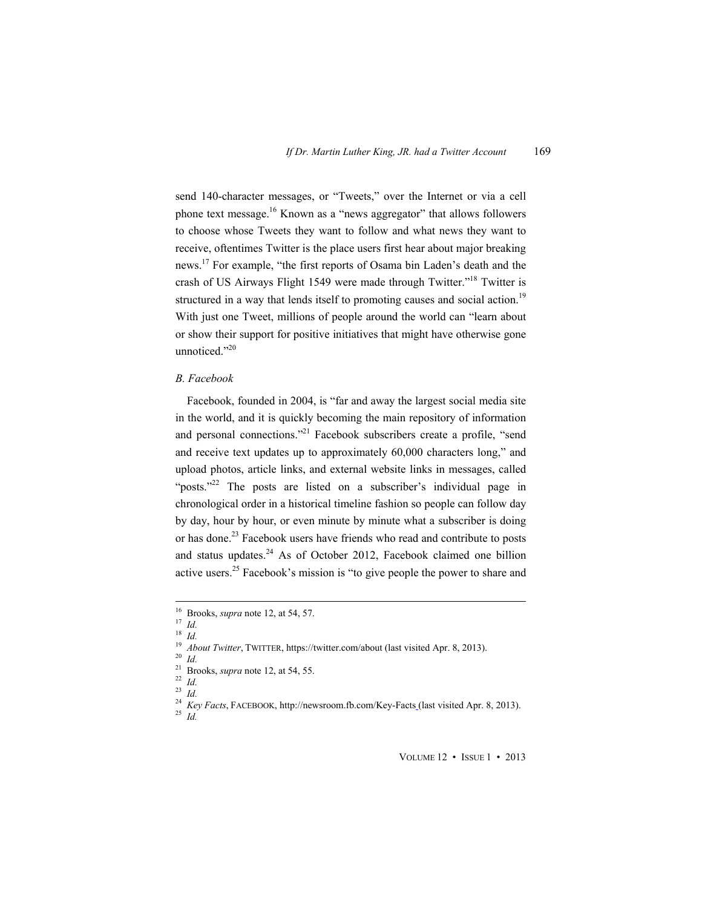send 140-character messages, or "Tweets," over the Internet or via a cell phone text message.[16] Known as a "news aggregator" that allows followers to choose whose Tweets they want to follow and what news they want to receive, oftentimes Twitter is the place users first hear about major breaking news.[17] For example, "the first reports of Osama bin Laden's death and the crash of US Airways Flight 1549 were made through Twitter."[18] Twitter is structured in a way that lends itself to promoting causes and social action.[19] With just one Tweet, millions of people around the world can "learn about or show their support for positive initiatives that might have otherwise gone unnoticed."[20]

### *B. Facebook*

Facebook, founded in 2004, is "far and away the largest social media site in the world, and it is quickly becoming the main repository of information and personal connections."[21] Facebook subscribers create a profile, "send and receive text updates up to approximately 60,000 characters long," and upload photos, article links, and external website links in messages, called "posts."[22] The posts are listed on a subscriber's individual page in chronological order in a historical timeline fashion so people can follow day by day, hour by hour, or even minute by minute what a subscriber is doing or has done.[23] Facebook users have friends who read and contribute to posts and status updates.[24] As of October 2012, Facebook claimed one billion active users.[25] Facebook's mission is "to give people the power to share and

---

[16] Brooks, *supra* note 12, at 54, 57.
[17] *Id.*
[18] *Id.*
[19] *About Twitter*, TWITTER, https://twitter.com/about (last visited Apr. 8, 2013).
[20] *Id.*
[21] Brooks, *supra* note 12, at 54, 55.
[22] *Id.*
[23] *Id.*
[24] *Key Facts*, FACEBOOK, http://newsroom.fb.com/Key-Facts (last visited Apr. 8, 2013).
[25] *Id.*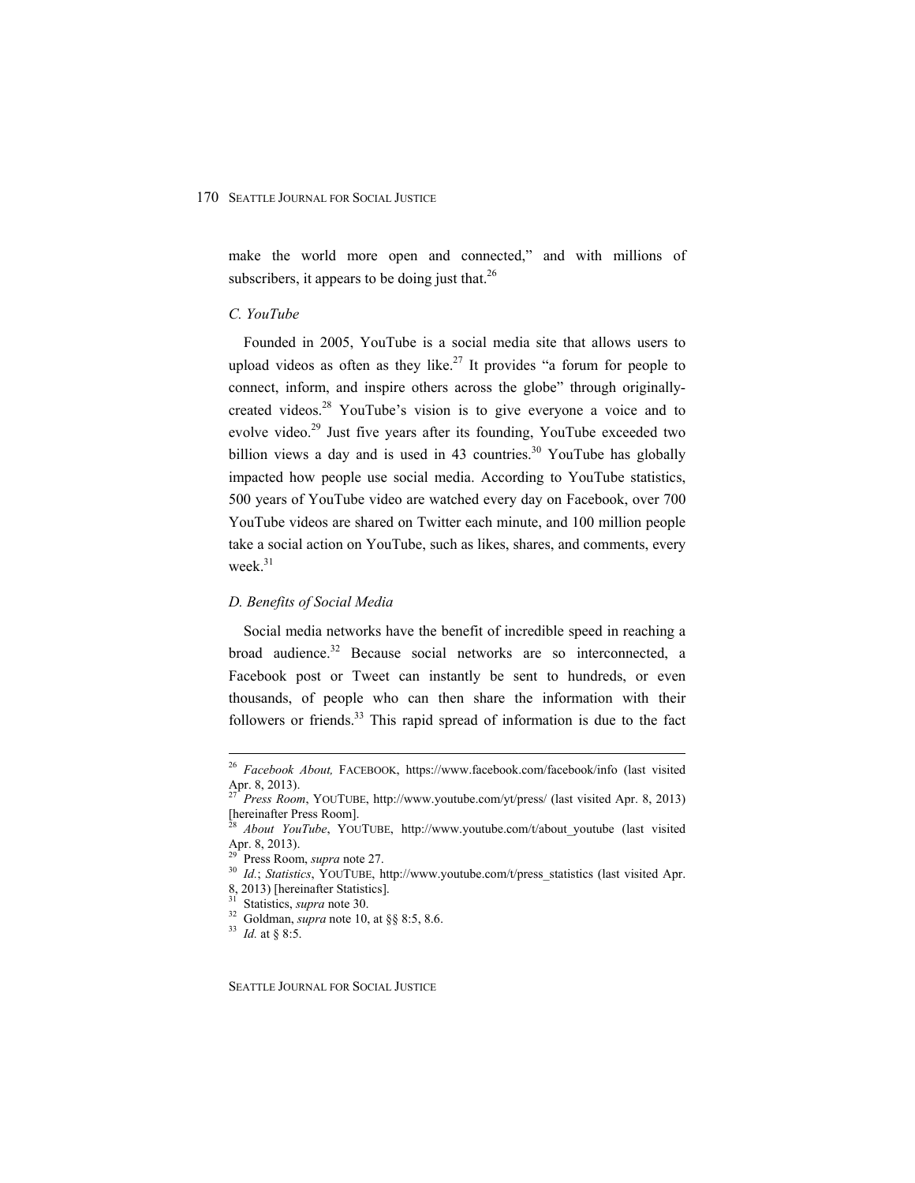make the world more open and connected," and with millions of subscribers, it appears to be doing just that.[26]

### *C. YouTube*

Founded in 2005, YouTube is a social media site that allows users to upload videos as often as they like.[27] It provides "a forum for people to connect, inform, and inspire others across the globe" through originally-created videos.[28] YouTube's vision is to give everyone a voice and to evolve video.[29] Just five years after its founding, YouTube exceeded two billion views a day and is used in 43 countries.[30] YouTube has globally impacted how people use social media. According to YouTube statistics, 500 years of YouTube video are watched every day on Facebook, over 700 YouTube videos are shared on Twitter each minute, and 100 million people take a social action on YouTube, such as likes, shares, and comments, every week.[31]

### *D. Benefits of Social Media*

Social media networks have the benefit of incredible speed in reaching a broad audience.[32] Because social networks are so interconnected, a Facebook post or Tweet can instantly be sent to hundreds, or even thousands, of people who can then share the information with their followers or friends.[33] This rapid spread of information is due to the fact

---

[26] *Facebook About,* FACEBOOK, https://www.facebook.com/facebook/info (last visited Apr. 8, 2013).

[27] *Press Room*, YOUTUBE, http://www.youtube.com/yt/press/ (last visited Apr. 8, 2013) [hereinafter Press Room].

[28] *About YouTube*, YOUTUBE, http://www.youtube.com/t/about_youtube (last visited Apr. 8, 2013).

[29] Press Room, *supra* note 27.

[30] *Id.*; *Statistics*, YOUTUBE, http://www.youtube.com/t/press_statistics (last visited Apr. 8, 2013) [hereinafter Statistics].

[31] Statistics, *supra* note 30.

[32] Goldman, *supra* note 10, at §§ 8:5, 8.6.

[33] *Id.* at § 8:5.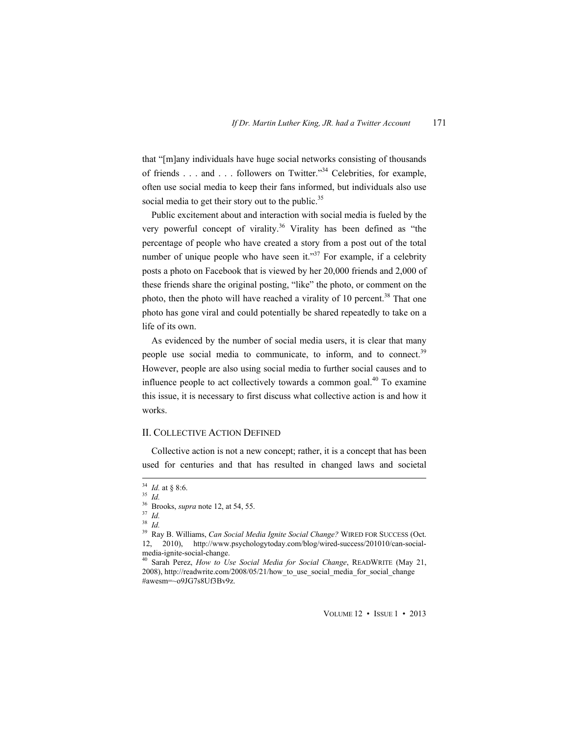that "[m]any individuals have huge social networks consisting of thousands of friends . . . and . . . followers on Twitter."[34] Celebrities, for example, often use social media to keep their fans informed, but individuals also use social media to get their story out to the public.[35]

Public excitement about and interaction with social media is fueled by the very powerful concept of virality.[36] Virality has been defined as "the percentage of people who have created a story from a post out of the total number of unique people who have seen it."[37] For example, if a celebrity posts a photo on Facebook that is viewed by her 20,000 friends and 2,000 of these friends share the original posting, "like" the photo, or comment on the photo, then the photo will have reached a virality of 10 percent.[38] That one photo has gone viral and could potentially be shared repeatedly to take on a life of its own.

As evidenced by the number of social media users, it is clear that many people use social media to communicate, to inform, and to connect.[39] However, people are also using social media to further social causes and to influence people to act collectively towards a common goal.[40] To examine this issue, it is necessary to first discuss what collective action is and how it works.

## II. COLLECTIVE ACTION DEFINED

Collective action is not a new concept; rather, it is a concept that has been used for centuries and that has resulted in changed laws and societal

---

[34] *Id.* at § 8:6.

[35] *Id.*

[36] Brooks, *supra* note 12, at 54, 55.

[37] *Id.*

[38] *Id.*

[39] Ray B. Williams, *Can Social Media Ignite Social Change?* WIRED FOR SUCCESS (Oct. 12, 2010), http://www.psychologytoday.com/blog/wired-success/201010/can-social-media-ignite-social-change.

[40] Sarah Perez, *How to Use Social Media for Social Change*, READWRITE (May 21, 2008), http://readwrite.com/2008/05/21/how_to_use_social_media_for_social_change #awesm=~o9JG7s8Uf3Bv9z.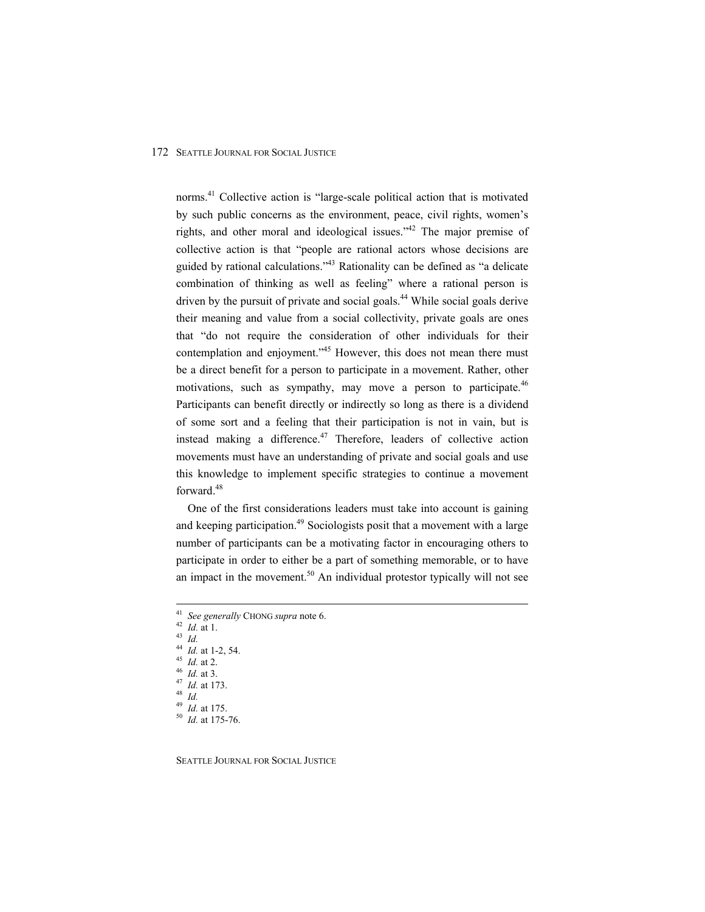norms.[41] Collective action is "large-scale political action that is motivated by such public concerns as the environment, peace, civil rights, women's rights, and other moral and ideological issues."[42] The major premise of collective action is that "people are rational actors whose decisions are guided by rational calculations."[43] Rationality can be defined as "a delicate combination of thinking as well as feeling" where a rational person is driven by the pursuit of private and social goals.[44] While social goals derive their meaning and value from a social collectivity, private goals are ones that "do not require the consideration of other individuals for their contemplation and enjoyment."[45] However, this does not mean there must be a direct benefit for a person to participate in a movement. Rather, other motivations, such as sympathy, may move a person to participate.[46] Participants can benefit directly or indirectly so long as there is a dividend of some sort and a feeling that their participation is not in vain, but is instead making a difference.[47] Therefore, leaders of collective action movements must have an understanding of private and social goals and use this knowledge to implement specific strategies to continue a movement forward.[48]

One of the first considerations leaders must take into account is gaining and keeping participation.[49] Sociologists posit that a movement with a large number of participants can be a motivating factor in encouraging others to participate in order to either be a part of something memorable, or to have an impact in the movement.[50] An individual protestor typically will not see

---

[41] *See generally* CHONG *supra* note 6.

[42] *Id.* at 1.

[43] *Id.*

[44] *Id.* at 1-2, 54.

[45] *Id.* at 2.

[46] *Id.* at 3.

[47] *Id.* at 173.

[48] *Id.*

[49] *Id.* at 175.

[50] *Id.* at 175-76.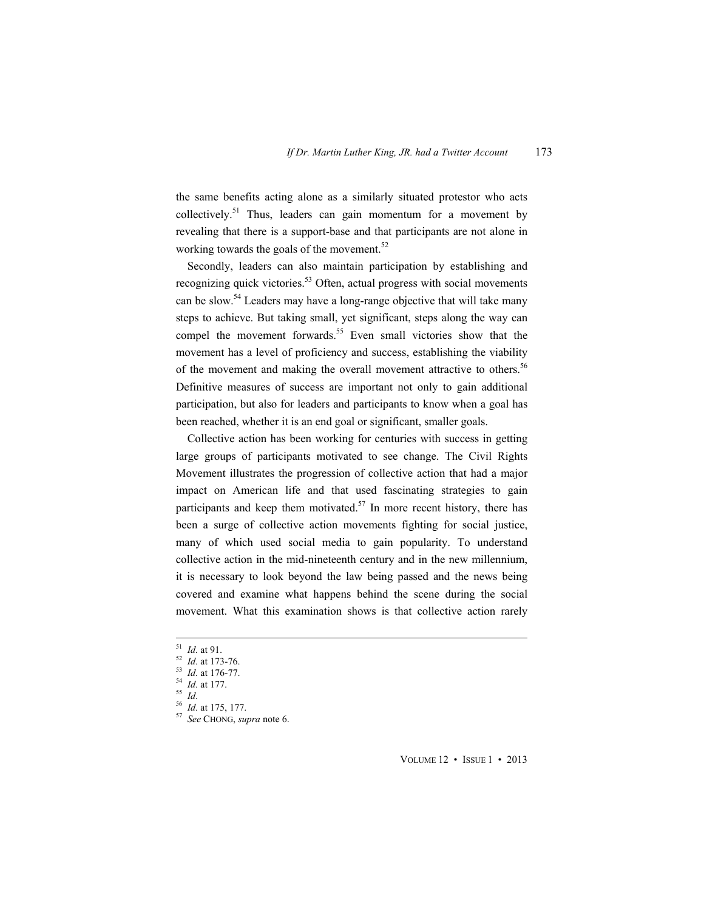the same benefits acting alone as a similarly situated protestor who acts collectively.[51] Thus, leaders can gain momentum for a movement by revealing that there is a support-base and that participants are not alone in working towards the goals of the movement.[52]

Secondly, leaders can also maintain participation by establishing and recognizing quick victories.[53] Often, actual progress with social movements can be slow.[54] Leaders may have a long-range objective that will take many steps to achieve. But taking small, yet significant, steps along the way can compel the movement forwards.[55] Even small victories show that the movement has a level of proficiency and success, establishing the viability of the movement and making the overall movement attractive to others.[56] Definitive measures of success are important not only to gain additional participation, but also for leaders and participants to know when a goal has been reached, whether it is an end goal or significant, smaller goals.

Collective action has been working for centuries with success in getting large groups of participants motivated to see change. The Civil Rights Movement illustrates the progression of collective action that had a major impact on American life and that used fascinating strategies to gain participants and keep them motivated.[57] In more recent history, there has been a surge of collective action movements fighting for social justice, many of which used social media to gain popularity. To understand collective action in the mid-nineteenth century and in the new millennium, it is necessary to look beyond the law being passed and the news being covered and examine what happens behind the scene during the social movement. What this examination shows is that collective action rarely

---

[51] *Id.* at 91.
[52] *Id.* at 173-76.
[53] *Id.* at 176-77.
[54] *Id.* at 177.
[55] *Id.*
[56] *Id.* at 175, 177.
[57] *See* CHONG, *supra* note 6.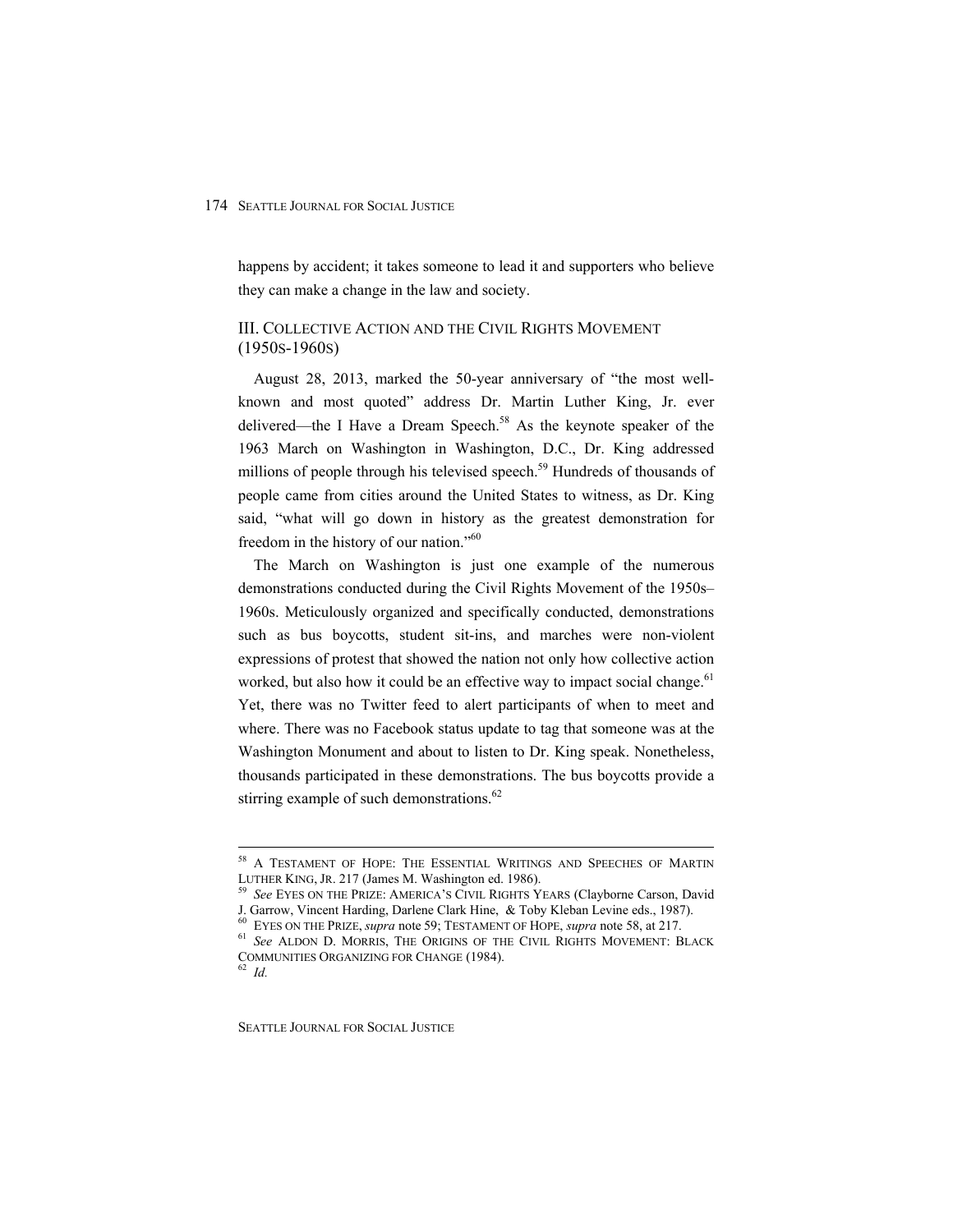happens by accident; it takes someone to lead it and supporters who believe they can make a change in the law and society.

## III. COLLECTIVE ACTION AND THE CIVIL RIGHTS MOVEMENT (1950S-1960S)

August 28, 2013, marked the 50-year anniversary of "the most well-known and most quoted" address Dr. Martin Luther King, Jr. ever delivered—the I Have a Dream Speech.[58] As the keynote speaker of the 1963 March on Washington in Washington, D.C., Dr. King addressed millions of people through his televised speech.[59] Hundreds of thousands of people came from cities around the United States to witness, as Dr. King said, "what will go down in history as the greatest demonstration for freedom in the history of our nation."[60]

The March on Washington is just one example of the numerous demonstrations conducted during the Civil Rights Movement of the 1950s–1960s. Meticulously organized and specifically conducted, demonstrations such as bus boycotts, student sit-ins, and marches were non-violent expressions of protest that showed the nation not only how collective action worked, but also how it could be an effective way to impact social change.[61] Yet, there was no Twitter feed to alert participants of when to meet and where. There was no Facebook status update to tag that someone was at the Washington Monument and about to listen to Dr. King speak. Nonetheless, thousands participated in these demonstrations. The bus boycotts provide a stirring example of such demonstrations.[62]

---

[58] A TESTAMENT OF HOPE: THE ESSENTIAL WRITINGS AND SPEECHES OF MARTIN LUTHER KING, JR. 217 (James M. Washington ed. 1986).

[59] *See* EYES ON THE PRIZE: AMERICA'S CIVIL RIGHTS YEARS (Clayborne Carson, David J. Garrow, Vincent Harding, Darlene Clark Hine, & Toby Kleban Levine eds., 1987).

[60] EYES ON THE PRIZE, *supra* note 59; TESTAMENT OF HOPE, *supra* note 58, at 217.

[61] *See* ALDON D. MORRIS, THE ORIGINS OF THE CIVIL RIGHTS MOVEMENT: BLACK COMMUNITIES ORGANIZING FOR CHANGE (1984).

[62] *Id.*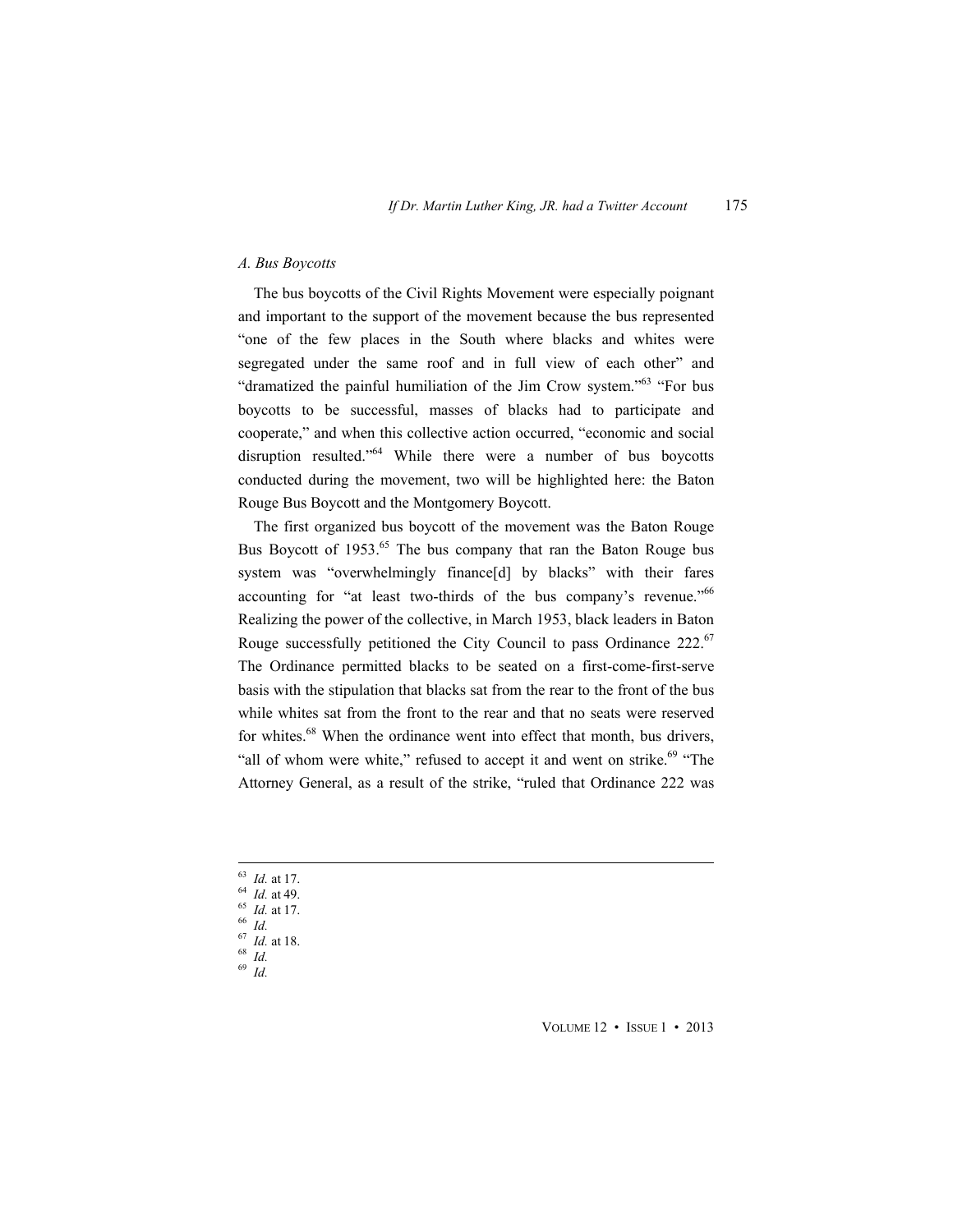### *A. Bus Boycotts*

The bus boycotts of the Civil Rights Movement were especially poignant and important to the support of the movement because the bus represented "one of the few places in the South where blacks and whites were segregated under the same roof and in full view of each other" and "dramatized the painful humiliation of the Jim Crow system."[63] "For bus boycotts to be successful, masses of blacks had to participate and cooperate," and when this collective action occurred, "economic and social disruption resulted."[64] While there were a number of bus boycotts conducted during the movement, two will be highlighted here: the Baton Rouge Bus Boycott and the Montgomery Boycott.

The first organized bus boycott of the movement was the Baton Rouge Bus Boycott of 1953.[65] The bus company that ran the Baton Rouge bus system was "overwhelmingly finance[d] by blacks" with their fares accounting for "at least two-thirds of the bus company's revenue."[66] Realizing the power of the collective, in March 1953, black leaders in Baton Rouge successfully petitioned the City Council to pass Ordinance 222.[67] The Ordinance permitted blacks to be seated on a first-come-first-serve basis with the stipulation that blacks sat from the rear to the front of the bus while whites sat from the front to the rear and that no seats were reserved for whites.[68] When the ordinance went into effect that month, bus drivers, "all of whom were white," refused to accept it and went on strike.[69] "The Attorney General, as a result of the strike, "ruled that Ordinance 222 was

---

63 *Id.* at 17.
64 *Id.* at 49.
65 *Id.* at 17.
66 *Id.*
67 *Id.* at 18.
68 *Id.*
69 *Id.*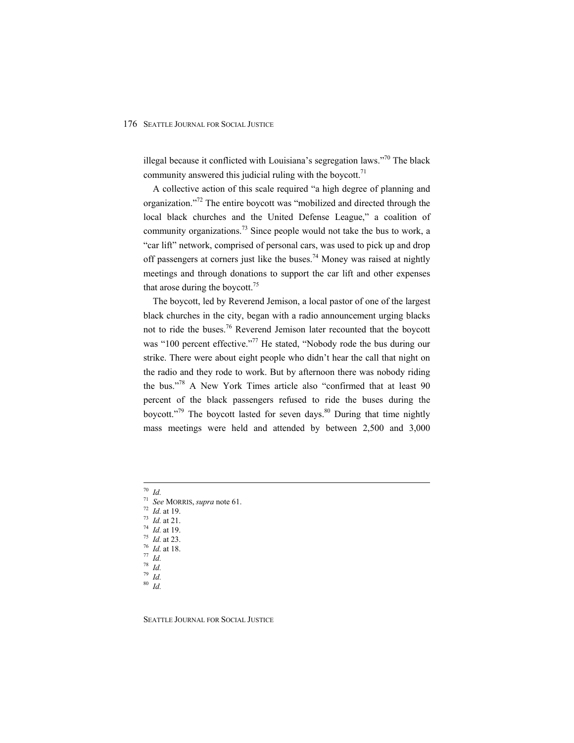illegal because it conflicted with Louisiana's segregation laws."[70] The black community answered this judicial ruling with the boycott.[71]

A collective action of this scale required "a high degree of planning and organization."[72] The entire boycott was "mobilized and directed through the local black churches and the United Defense League," a coalition of community organizations.[73] Since people would not take the bus to work, a "car lift" network, comprised of personal cars, was used to pick up and drop off passengers at corners just like the buses.[74] Money was raised at nightly meetings and through donations to support the car lift and other expenses that arose during the boycott.[75]

The boycott, led by Reverend Jemison, a local pastor of one of the largest black churches in the city, began with a radio announcement urging blacks not to ride the buses.[76] Reverend Jemison later recounted that the boycott was "100 percent effective."[77] He stated, "Nobody rode the bus during our strike. There were about eight people who didn't hear the call that night on the radio and they rode to work. But by afternoon there was nobody riding the bus."[78] A New York Times article also "confirmed that at least 90 percent of the black passengers refused to ride the buses during the boycott."[79] The boycott lasted for seven days.[80] During that time nightly mass meetings were held and attended by between 2,500 and 3,000

---

[70] *Id.*
[71] *See* MORRIS, *supra* note 61.
[72] *Id.* at 19.
[73] *Id.* at 21.
[74] *Id.* at 19.
[75] *Id.* at 23.
[76] *Id.* at 18.
[77] *Id.*
[78] *Id.*
[79] *Id.*
[80] *Id.*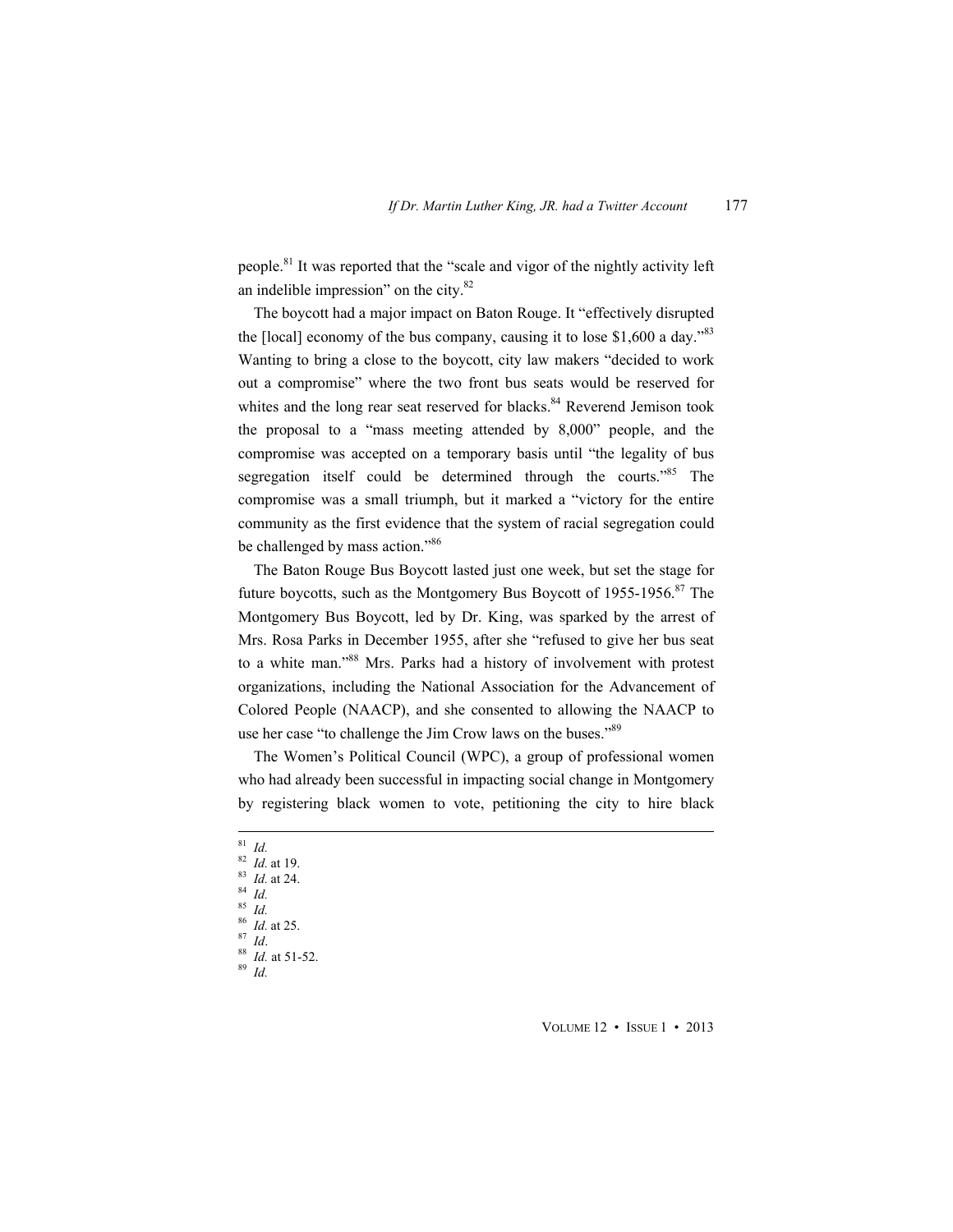people.[81] It was reported that the "scale and vigor of the nightly activity left an indelible impression" on the city.[82]

The boycott had a major impact on Baton Rouge. It "effectively disrupted the [local] economy of the bus company, causing it to lose $1,600 a day."[83] Wanting to bring a close to the boycott, city law makers "decided to work out a compromise" where the two front bus seats would be reserved for whites and the long rear seat reserved for blacks.[84] Reverend Jemison took the proposal to a "mass meeting attended by 8,000" people, and the compromise was accepted on a temporary basis until "the legality of bus segregation itself could be determined through the courts."[85] The compromise was a small triumph, but it marked a "victory for the entire community as the first evidence that the system of racial segregation could be challenged by mass action."[86]

The Baton Rouge Bus Boycott lasted just one week, but set the stage for future boycotts, such as the Montgomery Bus Boycott of 1955-1956.[87] The Montgomery Bus Boycott, led by Dr. King, was sparked by the arrest of Mrs. Rosa Parks in December 1955, after she "refused to give her bus seat to a white man."[88] Mrs. Parks had a history of involvement with protest organizations, including the National Association for the Advancement of Colored People (NAACP), and she consented to allowing the NAACP to use her case "to challenge the Jim Crow laws on the buses."[89]

The Women's Political Council (WPC), a group of professional women who had already been successful in impacting social change in Montgomery by registering black women to vote, petitioning the city to hire black

---

[81] *Id.*
[82] *Id.* at 19.
[83] *Id.* at 24.
[84] *Id.*
[85] *Id.*
[86] *Id.* at 25.
[87] *Id*.
[88] *Id.* at 51-52.
[89] *Id.*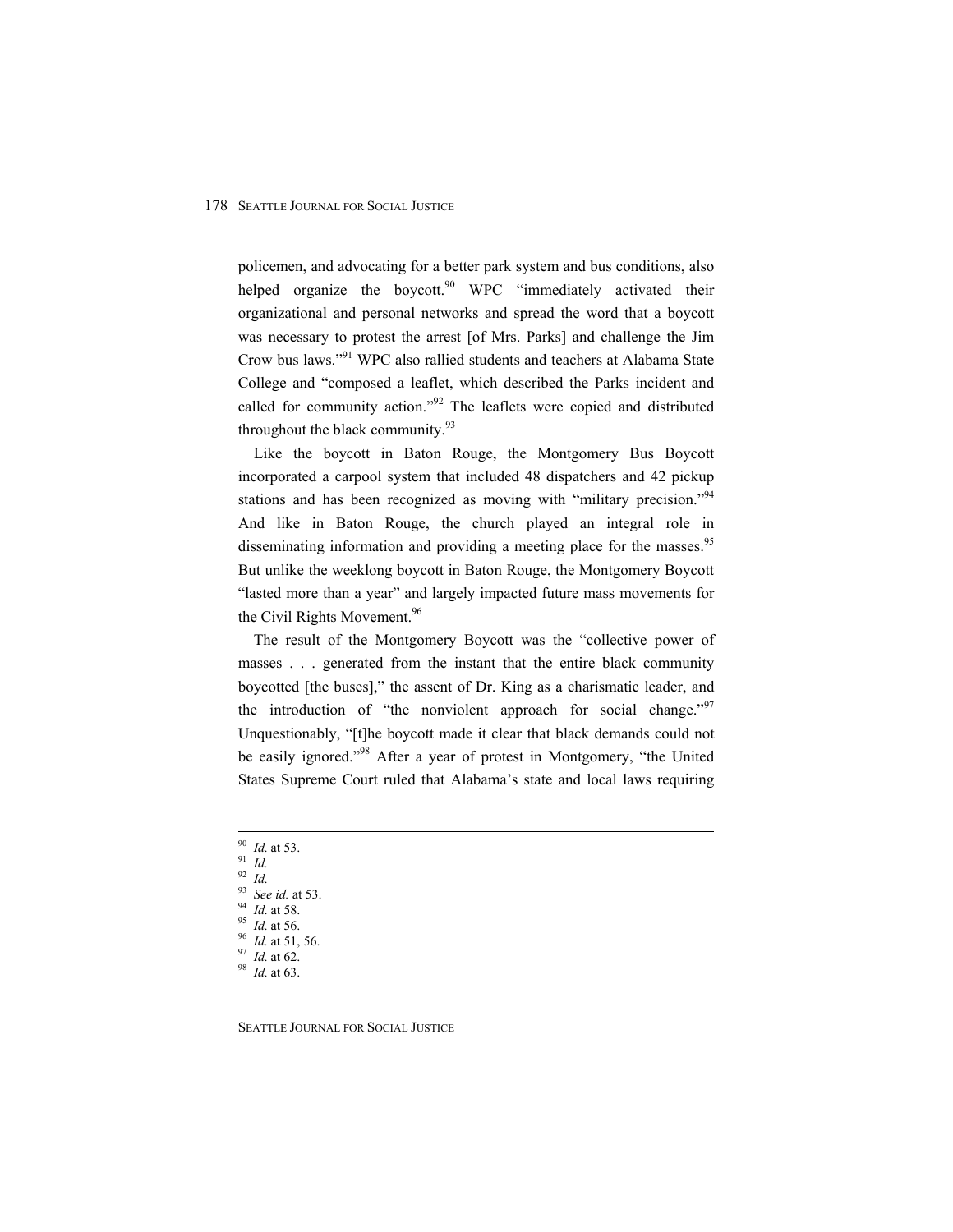policemen, and advocating for a better park system and bus conditions, also helped organize the boycott.[90] WPC "immediately activated their organizational and personal networks and spread the word that a boycott was necessary to protest the arrest [of Mrs. Parks] and challenge the Jim Crow bus laws."[91] WPC also rallied students and teachers at Alabama State College and "composed a leaflet, which described the Parks incident and called for community action."[92] The leaflets were copied and distributed throughout the black community.[93]

Like the boycott in Baton Rouge, the Montgomery Bus Boycott incorporated a carpool system that included 48 dispatchers and 42 pickup stations and has been recognized as moving with "military precision."[94] And like in Baton Rouge, the church played an integral role in disseminating information and providing a meeting place for the masses.[95] But unlike the weeklong boycott in Baton Rouge, the Montgomery Boycott "lasted more than a year" and largely impacted future mass movements for the Civil Rights Movement.[96]

The result of the Montgomery Boycott was the "collective power of masses . . . generated from the instant that the entire black community boycotted [the buses]," the assent of Dr. King as a charismatic leader, and the introduction of "the nonviolent approach for social change."[97] Unquestionably, "[t]he boycott made it clear that black demands could not be easily ignored."[98] After a year of protest in Montgomery, "the United States Supreme Court ruled that Alabama's state and local laws requiring

---

[90] *Id.* at 53.
[91] *Id.*
[92] *Id.*
[93] *See id.* at 53.
[94] *Id.* at 58.
[95] *Id.* at 56.
[96] *Id.* at 51, 56.
[97] *Id.* at 62.
[98] *Id.* at 63.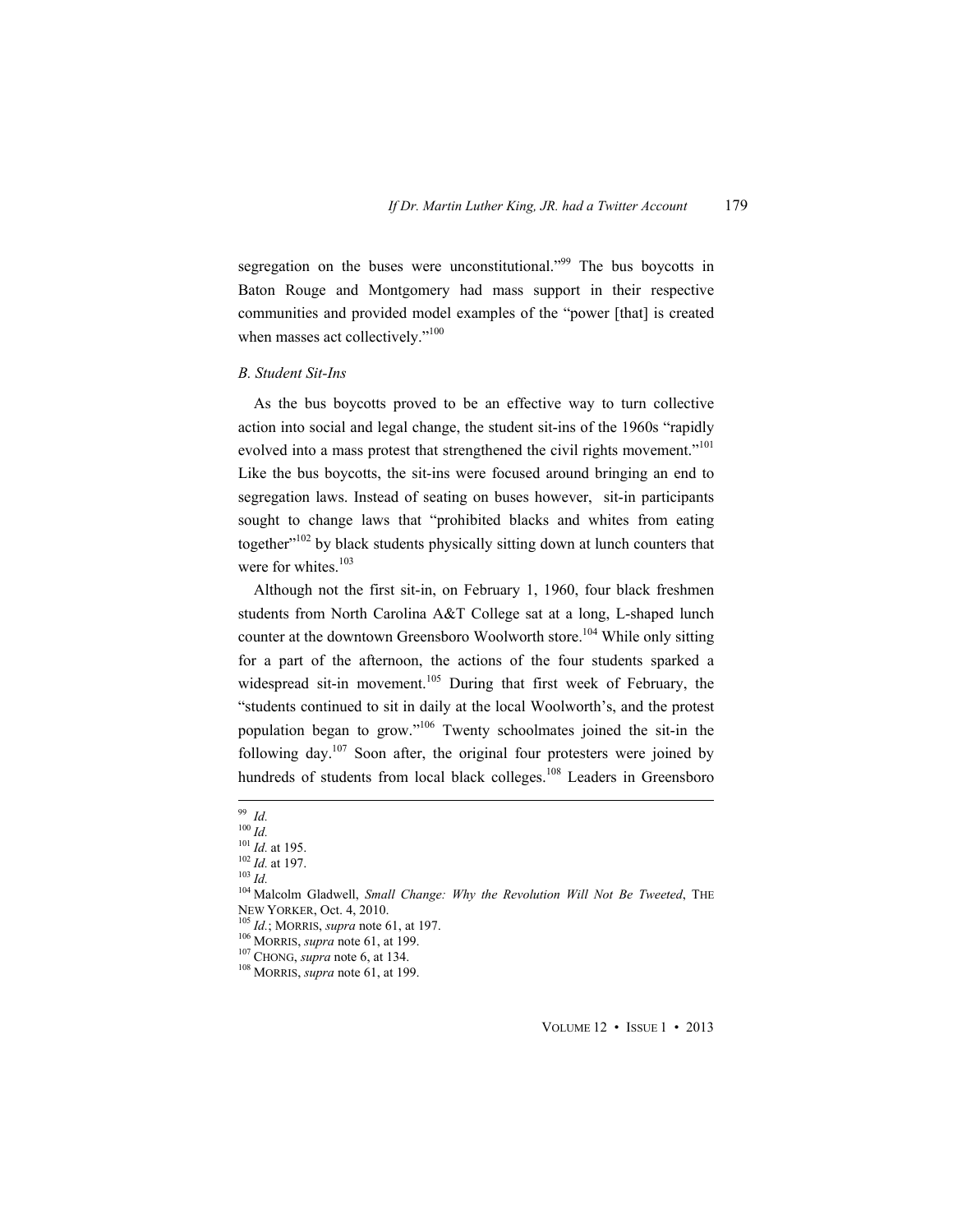segregation on the buses were unconstitutional."[99] The bus boycotts in Baton Rouge and Montgomery had mass support in their respective communities and provided model examples of the "power [that] is created when masses act collectively."[100]

### B. Student Sit-Ins

As the bus boycotts proved to be an effective way to turn collective action into social and legal change, the student sit-ins of the 1960s "rapidly evolved into a mass protest that strengthened the civil rights movement."[101] Like the bus boycotts, the sit-ins were focused around bringing an end to segregation laws. Instead of seating on buses however, sit-in participants sought to change laws that "prohibited blacks and whites from eating together"[102] by black students physically sitting down at lunch counters that were for whites.[103]

Although not the first sit-in, on February 1, 1960, four black freshmen students from North Carolina A&T College sat at a long, L-shaped lunch counter at the downtown Greensboro Woolworth store.[104] While only sitting for a part of the afternoon, the actions of the four students sparked a widespread sit-in movement.[105] During that first week of February, the "students continued to sit in daily at the local Woolworth's, and the protest population began to grow."[106] Twenty schoolmates joined the sit-in the following day.[107] Soon after, the original four protesters were joined by hundreds of students from local black colleges.[108] Leaders in Greensboro

---

[99] *Id.*
[100] *Id.*
[101] *Id.* at 195.
[102] *Id.* at 197.
[103] *Id.*
[104] Malcolm Gladwell, *Small Change: Why the Revolution Will Not Be Tweeted*, THE NEW YORKER, Oct. 4, 2010.
[105] *Id.*; MORRIS, *supra* note 61, at 197.
[106] MORRIS, *supra* note 61, at 199.
[107] CHONG, *supra* note 6, at 134.
[108] MORRIS, *supra* note 61, at 199.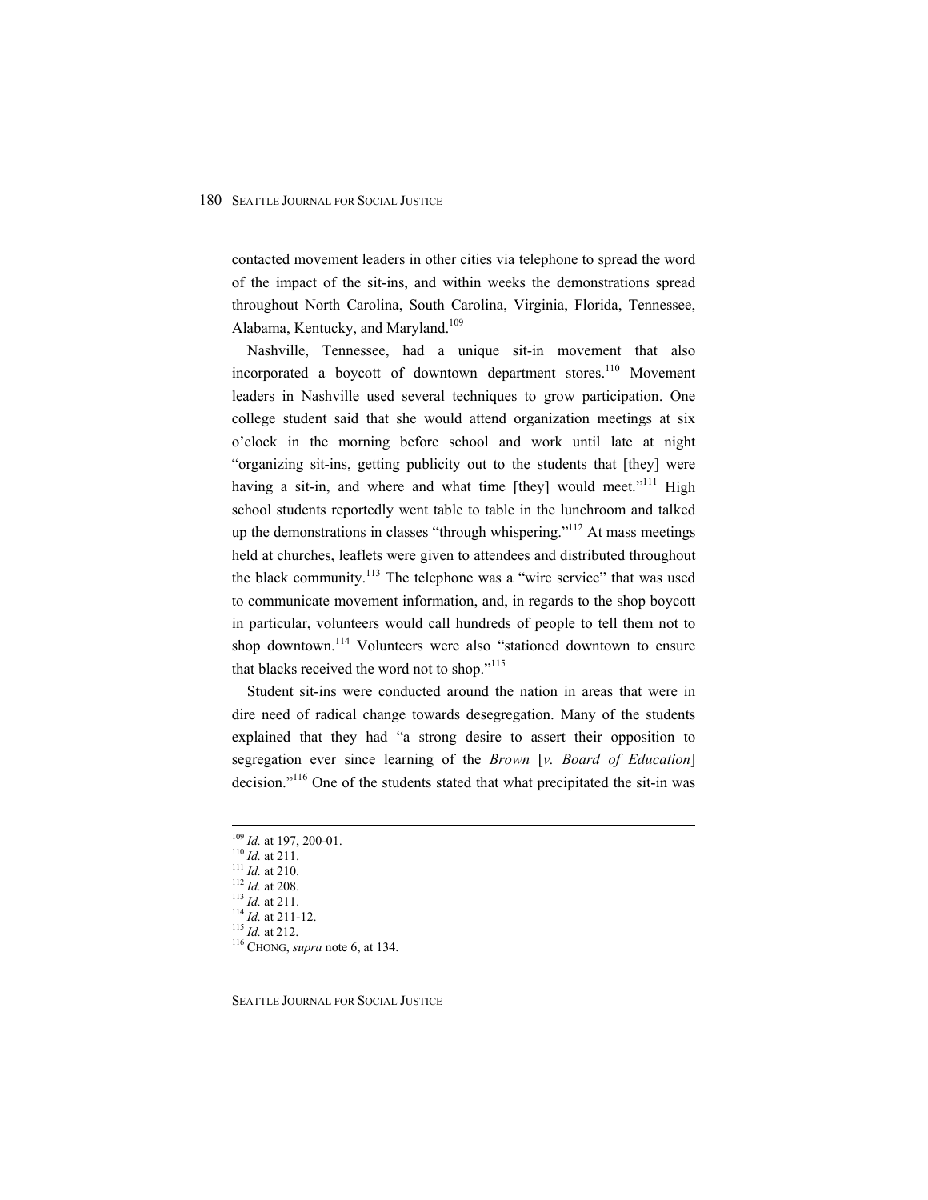contacted movement leaders in other cities via telephone to spread the word of the impact of the sit-ins, and within weeks the demonstrations spread throughout North Carolina, South Carolina, Virginia, Florida, Tennessee, Alabama, Kentucky, and Maryland.[109]

Nashville, Tennessee, had a unique sit-in movement that also incorporated a boycott of downtown department stores.[110] Movement leaders in Nashville used several techniques to grow participation. One college student said that she would attend organization meetings at six o'clock in the morning before school and work until late at night "organizing sit-ins, getting publicity out to the students that [they] were having a sit-in, and where and what time [they] would meet."[111] High school students reportedly went table to table in the lunchroom and talked up the demonstrations in classes "through whispering."[112] At mass meetings held at churches, leaflets were given to attendees and distributed throughout the black community.[113] The telephone was a "wire service" that was used to communicate movement information, and, in regards to the shop boycott in particular, volunteers would call hundreds of people to tell them not to shop downtown.[114] Volunteers were also "stationed downtown to ensure that blacks received the word not to shop."[115]

Student sit-ins were conducted around the nation in areas that were in dire need of radical change towards desegregation. Many of the students explained that they had "a strong desire to assert their opposition to segregation ever since learning of the *Brown* [*v. Board of Education*] decision."[116] One of the students stated that what precipitated the sit-in was

---

[109] *Id.* at 197, 200-01.
[110] *Id.* at 211.
[111] *Id.* at 210.
[112] *Id.* at 208.
[113] *Id.* at 211.
[114] *Id.* at 211-12.
[115] *Id.* at 212.
[116] CHONG, *supra* note 6, at 134.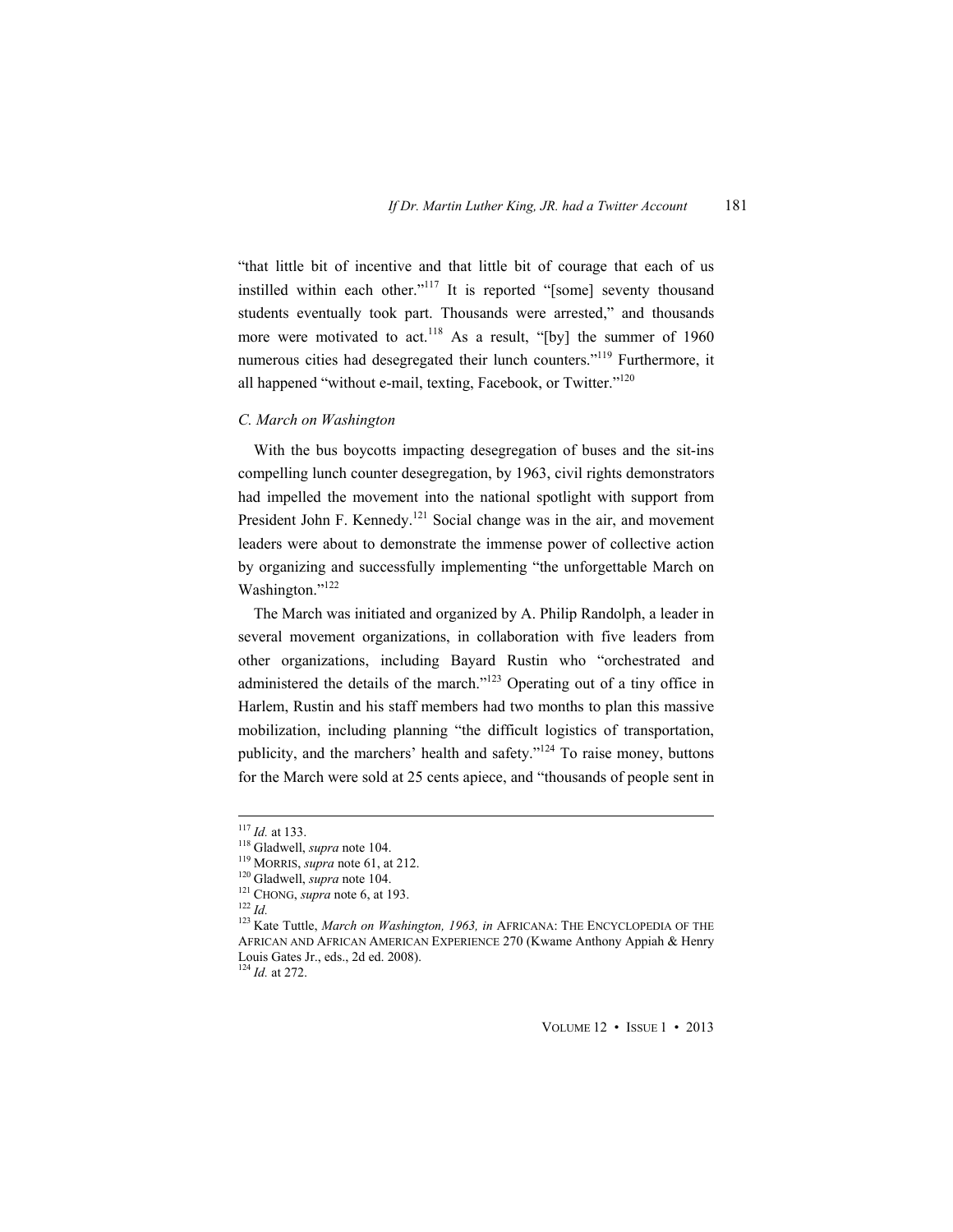"that little bit of incentive and that little bit of courage that each of us instilled within each other."[117] It is reported "[some] seventy thousand students eventually took part. Thousands were arrested," and thousands more were motivated to act.[118] As a result, "[by] the summer of 1960 numerous cities had desegregated their lunch counters."[119] Furthermore, it all happened "without e-mail, texting, Facebook, or Twitter."[120]

### *C. March on Washington*

With the bus boycotts impacting desegregation of buses and the sit-ins compelling lunch counter desegregation, by 1963, civil rights demonstrators had impelled the movement into the national spotlight with support from President John F. Kennedy.[121] Social change was in the air, and movement leaders were about to demonstrate the immense power of collective action by organizing and successfully implementing "the unforgettable March on Washington."[122]

The March was initiated and organized by A. Philip Randolph, a leader in several movement organizations, in collaboration with five leaders from other organizations, including Bayard Rustin who "orchestrated and administered the details of the march."[123] Operating out of a tiny office in Harlem, Rustin and his staff members had two months to plan this massive mobilization, including planning "the difficult logistics of transportation, publicity, and the marchers' health and safety."[124] To raise money, buttons for the March were sold at 25 cents apiece, and "thousands of people sent in

---

[117] *Id.* at 133.
[118] Gladwell, *supra* note 104.
[119] MORRIS, *supra* note 61, at 212.
[120] Gladwell, *supra* note 104.
[121] CHONG, *supra* note 6, at 193.
[122] *Id.*
[123] Kate Tuttle, *March on Washington, 1963, in* AFRICANA: THE ENCYCLOPEDIA OF THE AFRICAN AND AFRICAN AMERICAN EXPERIENCE 270 (Kwame Anthony Appiah & Henry Louis Gates Jr., eds., 2d ed. 2008).
[124] *Id.* at 272.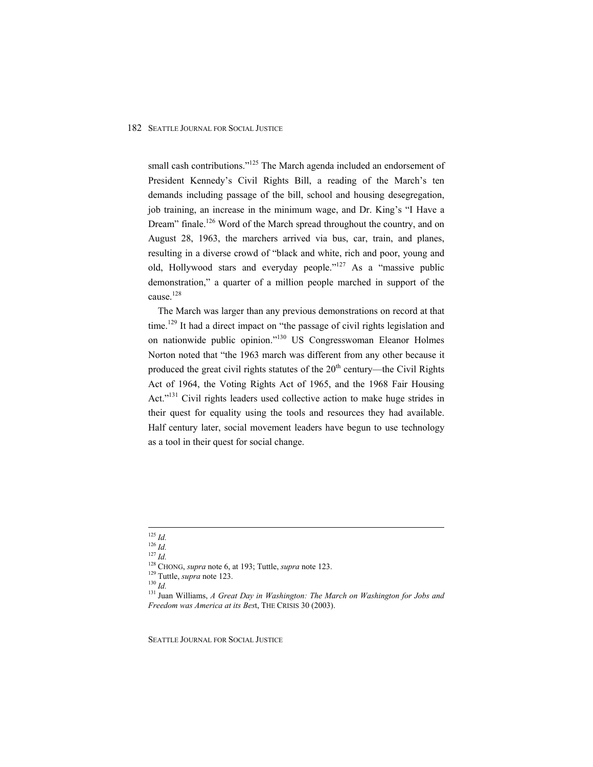small cash contributions."[125] The March agenda included an endorsement of President Kennedy's Civil Rights Bill, a reading of the March's ten demands including passage of the bill, school and housing desegregation, job training, an increase in the minimum wage, and Dr. King's "I Have a Dream" finale.[126] Word of the March spread throughout the country, and on August 28, 1963, the marchers arrived via bus, car, train, and planes, resulting in a diverse crowd of "black and white, rich and poor, young and old, Hollywood stars and everyday people."[127] As a "massive public demonstration," a quarter of a million people marched in support of the cause.[128]

The March was larger than any previous demonstrations on record at that time.[129] It had a direct impact on "the passage of civil rights legislation and on nationwide public opinion."[130] US Congresswoman Eleanor Holmes Norton noted that "the 1963 march was different from any other because it produced the great civil rights statutes of the 20th century—the Civil Rights Act of 1964, the Voting Rights Act of 1965, and the 1968 Fair Housing Act."[131] Civil rights leaders used collective action to make huge strides in their quest for equality using the tools and resources they had available. Half century later, social movement leaders have begun to use technology as a tool in their quest for social change.

---

[125] *Id.*

[126] *Id.*

[127] *Id.*

[128] CHONG, *supra* note 6, at 193; Tuttle, *supra* note 123.

[129] Tuttle, *supra* note 123.

[130] *Id.*

[131] Juan Williams, *A Great Day in Washington: The March on Washington for Jobs and Freedom was America at its Best*, THE CRISIS 30 (2003).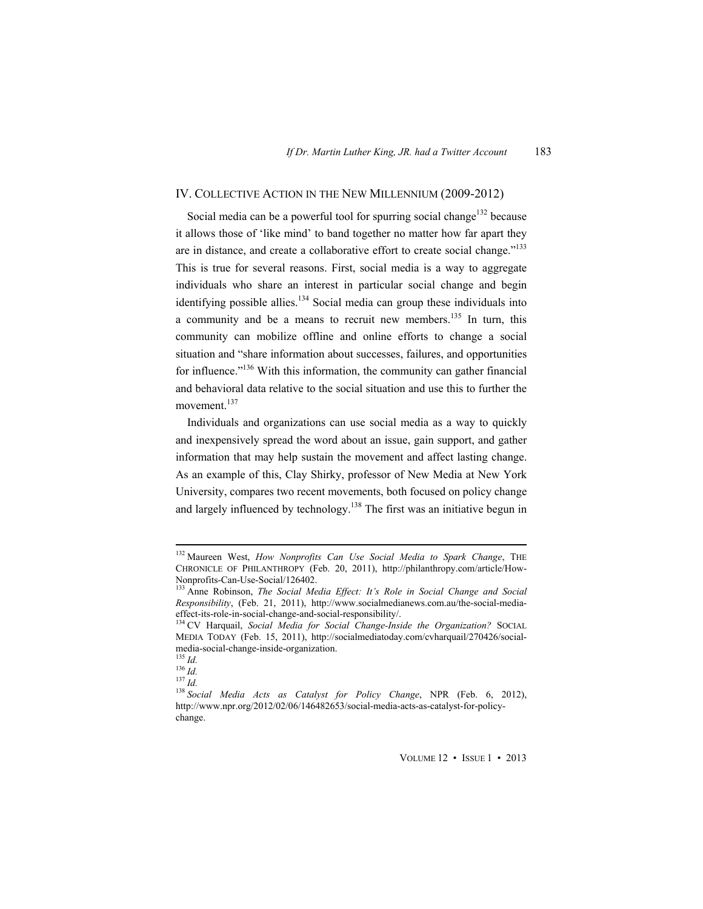## IV. COLLECTIVE ACTION IN THE NEW MILLENNIUM (2009-2012)

Social media can be a powerful tool for spurring social change[132] because it allows those of 'like mind' to band together no matter how far apart they are in distance, and create a collaborative effort to create social change."[133] This is true for several reasons. First, social media is a way to aggregate individuals who share an interest in particular social change and begin identifying possible allies.[134] Social media can group these individuals into a community and be a means to recruit new members.[135] In turn, this community can mobilize offline and online efforts to change a social situation and "share information about successes, failures, and opportunities for influence."[136] With this information, the community can gather financial and behavioral data relative to the social situation and use this to further the movement.[137]

Individuals and organizations can use social media as a way to quickly and inexpensively spread the word about an issue, gain support, and gather information that may help sustain the movement and affect lasting change. As an example of this, Clay Shirky, professor of New Media at New York University, compares two recent movements, both focused on policy change and largely influenced by technology.[138] The first was an initiative begun in

---

[132] Maureen West, *How Nonprofits Can Use Social Media to Spark Change*, THE CHRONICLE OF PHILANTHROPY (Feb. 20, 2011), http://philanthropy.com/article/How-Nonprofits-Can-Use-Social/126402.

[133] Anne Robinson, *The Social Media Effect: It's Role in Social Change and Social Responsibility*, (Feb. 21, 2011), http://www.socialmedianews.com.au/the-social-media-effect-its-role-in-social-change-and-social-responsibility/.

[134] CV Harquail, *Social Media for Social Change-Inside the Organization?* SOCIAL MEDIA TODAY (Feb. 15, 2011), http://socialmediatoday.com/cvharquail/270426/social-media-social-change-inside-organization.

[135] *Id.*

[136] *Id.*

[137] *Id.*

[138] *Social Media Acts as Catalyst for Policy Change*, NPR (Feb. 6, 2012), http://www.npr.org/2012/02/06/146482653/social-media-acts-as-catalyst-for-policy-change.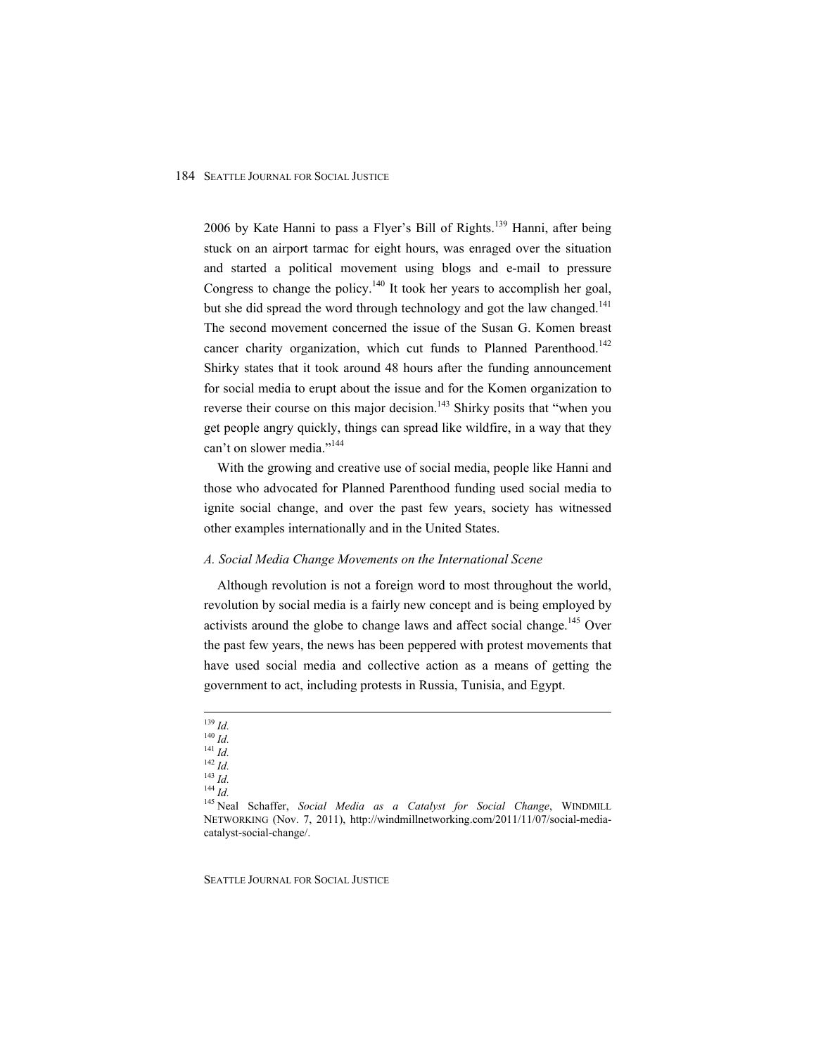2006 by Kate Hanni to pass a Flyer's Bill of Rights.[139] Hanni, after being stuck on an airport tarmac for eight hours, was enraged over the situation and started a political movement using blogs and e-mail to pressure Congress to change the policy.[140] It took her years to accomplish her goal, but she did spread the word through technology and got the law changed.[141] The second movement concerned the issue of the Susan G. Komen breast cancer charity organization, which cut funds to Planned Parenthood.[142] Shirky states that it took around 48 hours after the funding announcement for social media to erupt about the issue and for the Komen organization to reverse their course on this major decision.[143] Shirky posits that "when you get people angry quickly, things can spread like wildfire, in a way that they can't on slower media."[144]

With the growing and creative use of social media, people like Hanni and those who advocated for Planned Parenthood funding used social media to ignite social change, and over the past few years, society has witnessed other examples internationally and in the United States.

### *A. Social Media Change Movements on the International Scene*

Although revolution is not a foreign word to most throughout the world, revolution by social media is a fairly new concept and is being employed by activists around the globe to change laws and affect social change.[145] Over the past few years, the news has been peppered with protest movements that have used social media and collective action as a means of getting the government to act, including protests in Russia, Tunisia, and Egypt.

---

[139] *Id.*
[140] *Id.*
[141] *Id.*
[142] *Id.*
[143] *Id.*
[144] *Id.*
[145] Neal Schaffer, *Social Media as a Catalyst for Social Change*, WINDMILL NETWORKING (Nov. 7, 2011), http://windmillnetworking.com/2011/11/07/social-media-catalyst-social-change/.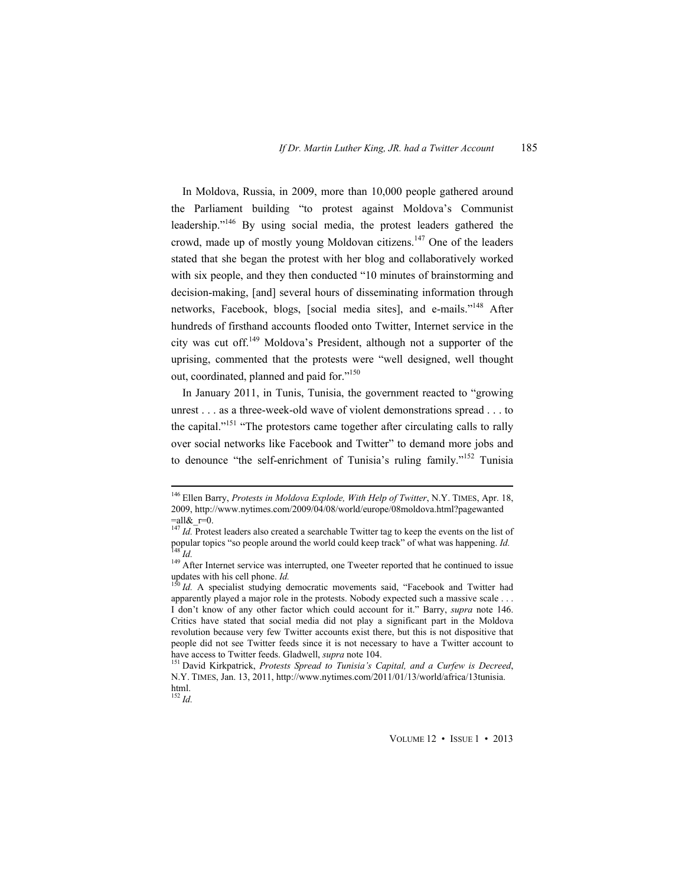In Moldova, Russia, in 2009, more than 10,000 people gathered around the Parliament building "to protest against Moldova's Communist leadership."[146] By using social media, the protest leaders gathered the crowd, made up of mostly young Moldovan citizens.[147] One of the leaders stated that she began the protest with her blog and collaboratively worked with six people, and they then conducted "10 minutes of brainstorming and decision-making, [and] several hours of disseminating information through networks, Facebook, blogs, [social media sites], and e-mails."[148] After hundreds of firsthand accounts flooded onto Twitter, Internet service in the city was cut off.[149] Moldova's President, although not a supporter of the uprising, commented that the protests were "well designed, well thought out, coordinated, planned and paid for."[150]

In January 2011, in Tunis, Tunisia, the government reacted to "growing unrest . . . as a three-week-old wave of violent demonstrations spread . . . to the capital."[151] "The protestors came together after circulating calls to rally over social networks like Facebook and Twitter" to demand more jobs and to denounce "the self-enrichment of Tunisia's ruling family."[152] Tunisia

---

[146] Ellen Barry, *Protests in Moldova Explode, With Help of Twitter*, N.Y. TIMES, Apr. 18, 2009, http://www.nytimes.com/2009/04/08/world/europe/08moldova.html?pagewanted=all&_r=0.

[147] *Id.* Protest leaders also created a searchable Twitter tag to keep the events on the list of popular topics "so people around the world could keep track" of what was happening. *Id.*

[148] *Id.*

[149] After Internet service was interrupted, one Tweeter reported that he continued to issue updates with his cell phone. *Id.*

[150] *Id.* A specialist studying democratic movements said, "Facebook and Twitter had apparently played a major role in the protests. Nobody expected such a massive scale . . . I don't know of any other factor which could account for it." Barry, *supra* note 146. Critics have stated that social media did not play a significant part in the Moldova revolution because very few Twitter accounts exist there, but this is not dispositive that people did not see Twitter feeds since it is not necessary to have a Twitter account to have access to Twitter feeds. Gladwell, *supra* note 104.

[151] David Kirkpatrick, *Protests Spread to Tunisia's Capital, and a Curfew is Decreed*, N.Y. TIMES, Jan. 13, 2011, http://www.nytimes.com/2011/01/13/world/africa/13tunisia.html.

[152] *Id.*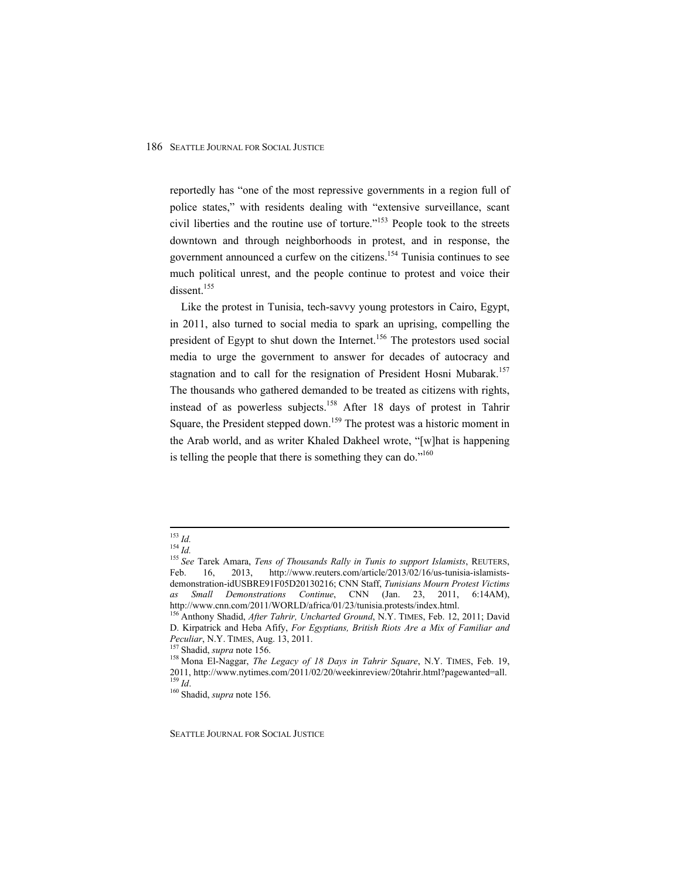reportedly has "one of the most repressive governments in a region full of police states," with residents dealing with "extensive surveillance, scant civil liberties and the routine use of torture."[153] People took to the streets downtown and through neighborhoods in protest, and in response, the government announced a curfew on the citizens.[154] Tunisia continues to see much political unrest, and the people continue to protest and voice their dissent.[155]

Like the protest in Tunisia, tech-savvy young protestors in Cairo, Egypt, in 2011, also turned to social media to spark an uprising, compelling the president of Egypt to shut down the Internet.[156] The protestors used social media to urge the government to answer for decades of autocracy and stagnation and to call for the resignation of President Hosni Mubarak.[157] The thousands who gathered demanded to be treated as citizens with rights, instead of as powerless subjects.[158] After 18 days of protest in Tahrir Square, the President stepped down.[159] The protest was a historic moment in the Arab world, and as writer Khaled Dakheel wrote, "[w]hat is happening is telling the people that there is something they can do."[160]

---

[153] *Id.*

[154] *Id.*

[155] *See* Tarek Amara, *Tens of Thousands Rally in Tunis to support Islamists*, REUTERS, Feb. 16, 2013, http://www.reuters.com/article/2013/02/16/us-tunisia-islamists-demonstration-idUSBRE91F05D20130216; CNN Staff, *Tunisians Mourn Protest Victims as Small Demonstrations Continue*, CNN (Jan. 23, 2011, 6:14AM), http://www.cnn.com/2011/WORLD/africa/01/23/tunisia.protests/index.html.

[156] Anthony Shadid, *After Tahrir, Uncharted Ground*, N.Y. TIMES, Feb. 12, 2011; David D. Kirpatrick and Heba Afify, *For Egyptians, British Riots Are a Mix of Familiar and Peculiar*, N.Y. TIMES, Aug. 13, 2011.

[157] Shadid, *supra* note 156.

[158] Mona El-Naggar, *The Legacy of 18 Days in Tahrir Square*, N.Y. TIMES, Feb. 19, 2011, http://www.nytimes.com/2011/02/20/weekinreview/20tahrir.html?pagewanted=all.

[159] *Id*.

[160] Shadid, *supra* note 156.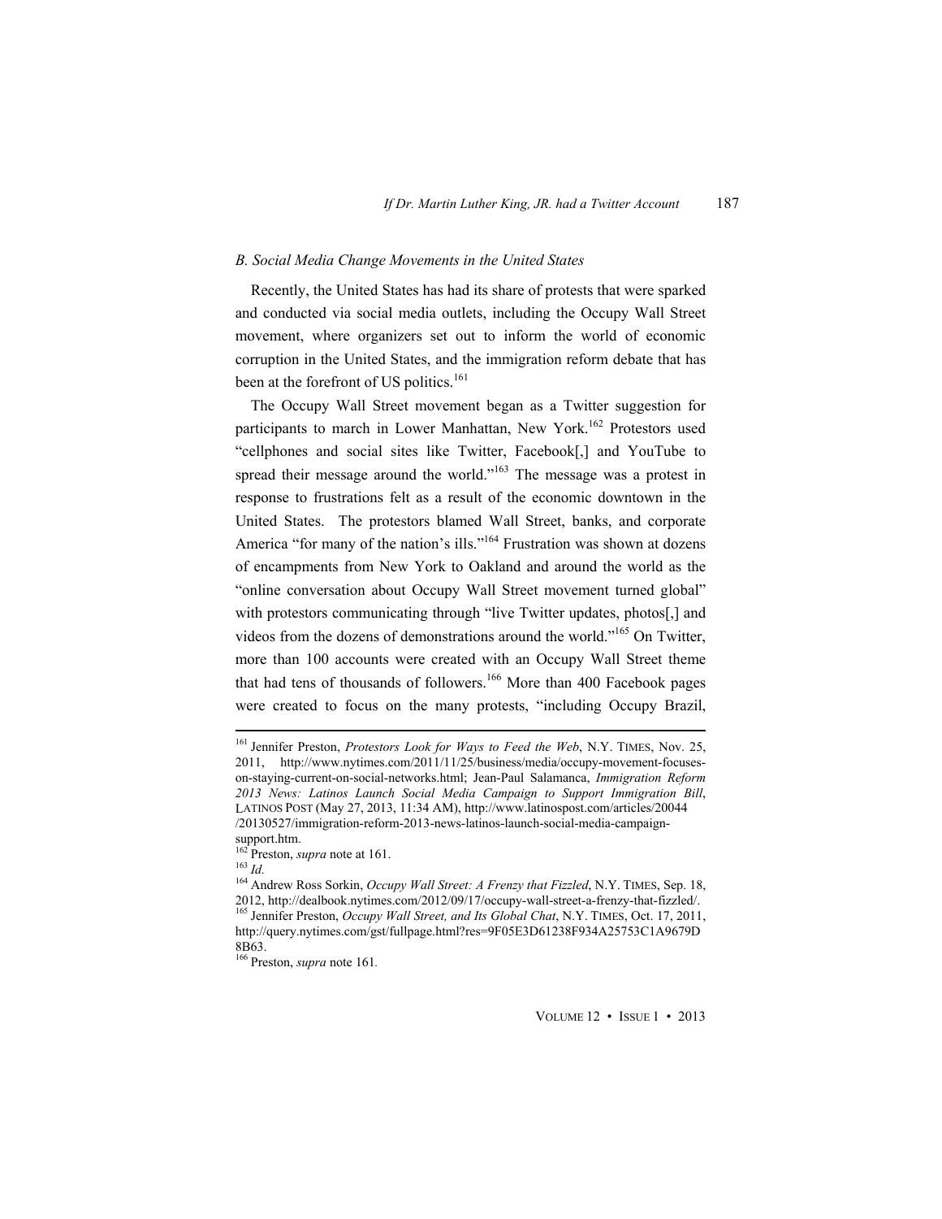### *B. Social Media Change Movements in the United States*

Recently, the United States has had its share of protests that were sparked and conducted via social media outlets, including the Occupy Wall Street movement, where organizers set out to inform the world of economic corruption in the United States, and the immigration reform debate that has been at the forefront of US politics.[161]

The Occupy Wall Street movement began as a Twitter suggestion for participants to march in Lower Manhattan, New York.[162] Protestors used "cellphones and social sites like Twitter, Facebook[,] and YouTube to spread their message around the world."[163] The message was a protest in response to frustrations felt as a result of the economic downtown in the United States. The protestors blamed Wall Street, banks, and corporate America "for many of the nation's ills."[164] Frustration was shown at dozens of encampments from New York to Oakland and around the world as the "online conversation about Occupy Wall Street movement turned global" with protestors communicating through "live Twitter updates, photos[,] and videos from the dozens of demonstrations around the world."[165] On Twitter, more than 100 accounts were created with an Occupy Wall Street theme that had tens of thousands of followers.[166] More than 400 Facebook pages were created to focus on the many protests, "including Occupy Brazil,

---

[161] Jennifer Preston, *Protestors Look for Ways to Feed the Web*, N.Y. TIMES, Nov. 25, 2011, http://www.nytimes.com/2011/11/25/business/media/occupy-movement-focuses-on-staying-current-on-social-networks.html; Jean-Paul Salamanca, *Immigration Reform 2013 News: Latinos Launch Social Media Campaign to Support Immigration Bill*, LATINOS POST (May 27, 2013, 11:34 AM), http://www.latinospost.com/articles/20044/20130527/immigration-reform-2013-news-latinos-launch-social-media-campaign-support.htm.

[162] Preston, *supra* note at 161.

[163] *Id.*

[164] Andrew Ross Sorkin, *Occupy Wall Street: A Frenzy that Fizzled*, N.Y. TIMES, Sep. 18, 2012, http://dealbook.nytimes.com/2012/09/17/occupy-wall-street-a-frenzy-that-fizzled/.

[165] Jennifer Preston, *Occupy Wall Street, and Its Global Chat*, N.Y. TIMES, Oct. 17, 2011, http://query.nytimes.com/gst/fullpage.html?res=9F05E3D61238F934A25753C1A9679D8B63.

[166] Preston, *supra* note 161.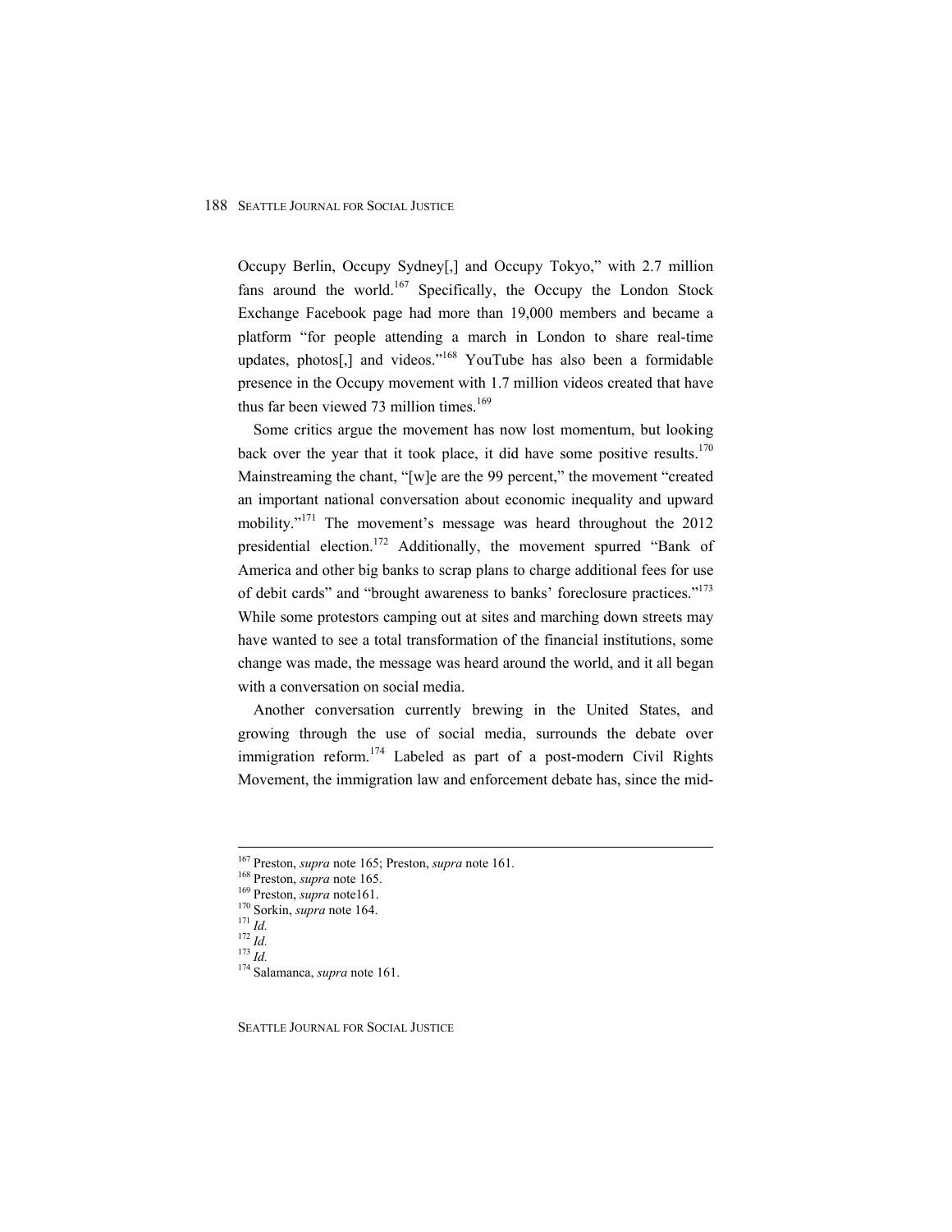Occupy Berlin, Occupy Sydney[,] and Occupy Tokyo," with 2.7 million fans around the world.[167] Specifically, the Occupy the London Stock Exchange Facebook page had more than 19,000 members and became a platform "for people attending a march in London to share real-time updates, photos[,] and videos."[168] YouTube has also been a formidable presence in the Occupy movement with 1.7 million videos created that have thus far been viewed 73 million times.[169]

Some critics argue the movement has now lost momentum, but looking back over the year that it took place, it did have some positive results.[170] Mainstreaming the chant, "[w]e are the 99 percent," the movement "created an important national conversation about economic inequality and upward mobility."[171] The movement's message was heard throughout the 2012 presidential election.[172] Additionally, the movement spurred "Bank of America and other big banks to scrap plans to charge additional fees for use of debit cards" and "brought awareness to banks' foreclosure practices."[173] While some protestors camping out at sites and marching down streets may have wanted to see a total transformation of the financial institutions, some change was made, the message was heard around the world, and it all began with a conversation on social media.

Another conversation currently brewing in the United States, and growing through the use of social media, surrounds the debate over immigration reform.[174] Labeled as part of a post-modern Civil Rights Movement, the immigration law and enforcement debate has, since the mid-

---

[167] Preston, *supra* note 165; Preston, *supra* note 161.
[168] Preston, *supra* note 165.
[169] Preston, *supra* note161.
[170] Sorkin, *supra* note 164.
[171] *Id.*
[172] *Id.*
[173] *Id.*
[174] Salamanca, *supra* note 161.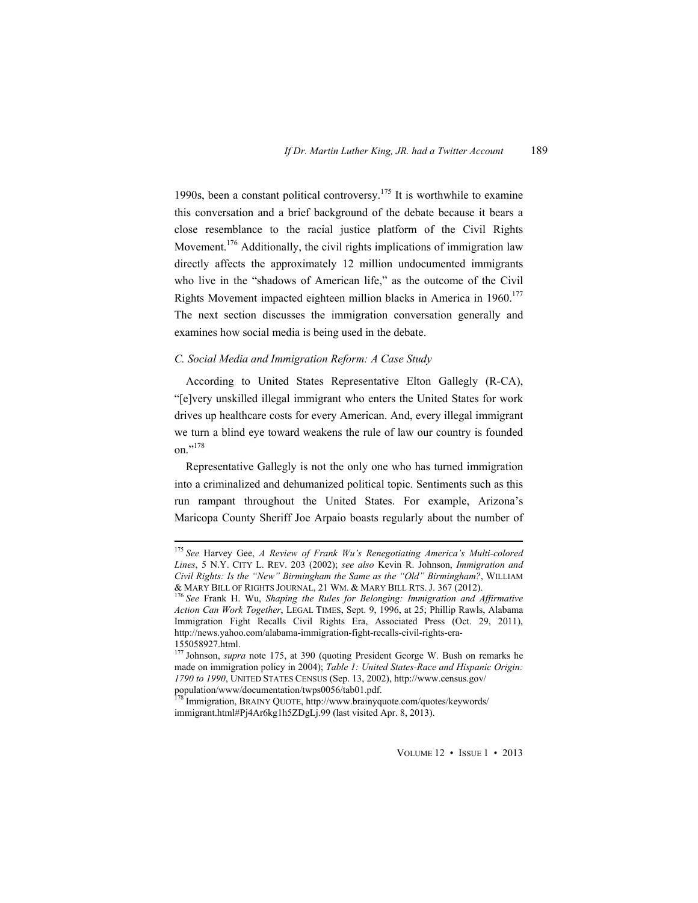1990s, been a constant political controversy.[175] It is worthwhile to examine this conversation and a brief background of the debate because it bears a close resemblance to the racial justice platform of the Civil Rights Movement.[176] Additionally, the civil rights implications of immigration law directly affects the approximately 12 million undocumented immigrants who live in the "shadows of American life," as the outcome of the Civil Rights Movement impacted eighteen million blacks in America in 1960.[177] The next section discusses the immigration conversation generally and examines how social media is being used in the debate.

### *C. Social Media and Immigration Reform: A Case Study*

According to United States Representative Elton Gallegly (R-CA), "[e]very unskilled illegal immigrant who enters the United States for work drives up healthcare costs for every American. And, every illegal immigrant we turn a blind eye toward weakens the rule of law our country is founded on."[178]

Representative Gallegly is not the only one who has turned immigration into a criminalized and dehumanized political topic. Sentiments such as this run rampant throughout the United States. For example, Arizona's Maricopa County Sheriff Joe Arpaio boasts regularly about the number of

---

[175] *See* Harvey Gee, *A Review of Frank Wu's Renegotiating America's Multi-colored Lines*, 5 N.Y. CITY L. REV. 203 (2002); *see also* Kevin R. Johnson, *Immigration and Civil Rights: Is the "New" Birmingham the Same as the "Old" Birmingham?*, WILLIAM & MARY BILL OF RIGHTS JOURNAL, 21 WM. & MARY BILL RTS. J. 367 (2012).

[176] *See* Frank H. Wu, *Shaping the Rules for Belonging: Immigration and Affirmative Action Can Work Together*, LEGAL TIMES, Sept. 9, 1996, at 25; Phillip Rawls, Alabama Immigration Fight Recalls Civil Rights Era, Associated Press (Oct. 29, 2011), http://news.yahoo.com/alabama-immigration-fight-recalls-civil-rights-era-155058927.html.

[177] Johnson, *supra* note 175, at 390 (quoting President George W. Bush on remarks he made on immigration policy in 2004); *Table 1: United States-Race and Hispanic Origin: 1790 to 1990*, UNITED STATES CENSUS (Sep. 13, 2002), http://www.census.gov/population/www/documentation/twps0056/tab01.pdf.

[178] Immigration, BRAINY QUOTE, http://www.brainyquote.com/quotes/keywords/immigrant.html#Pj4Ar6kg1h5ZDgLj.99 (last visited Apr. 8, 2013).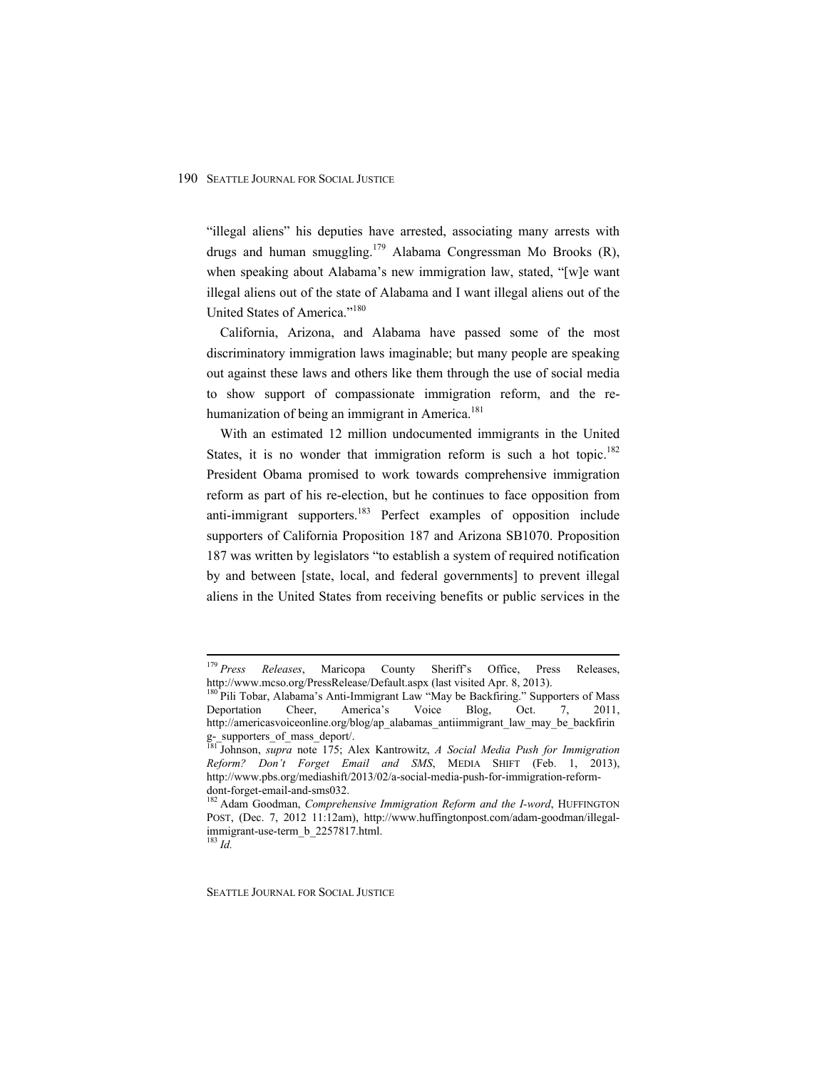"illegal aliens" his deputies have arrested, associating many arrests with drugs and human smuggling.[179] Alabama Congressman Mo Brooks (R), when speaking about Alabama's new immigration law, stated, "[w]e want illegal aliens out of the state of Alabama and I want illegal aliens out of the United States of America."[180]

California, Arizona, and Alabama have passed some of the most discriminatory immigration laws imaginable; but many people are speaking out against these laws and others like them through the use of social media to show support of compassionate immigration reform, and the re-humanization of being an immigrant in America.[181]

With an estimated 12 million undocumented immigrants in the United States, it is no wonder that immigration reform is such a hot topic.[182] President Obama promised to work towards comprehensive immigration reform as part of his re-election, but he continues to face opposition from anti-immigrant supporters.[183] Perfect examples of opposition include supporters of California Proposition 187 and Arizona SB1070. Proposition 187 was written by legislators "to establish a system of required notification by and between [state, local, and federal governments] to prevent illegal aliens in the United States from receiving benefits or public services in the

---

[179] *Press Releases*, Maricopa County Sheriff's Office, Press Releases, http://www.mcso.org/PressRelease/Default.aspx (last visited Apr. 8, 2013).

[180] Pili Tobar, Alabama's Anti-Immigrant Law "May be Backfiring." Supporters of Mass Deportation Cheer, America's Voice Blog, Oct. 7, 2011, http://americasvoiceonline.org/blog/ap_alabamas_antiimmigrant_law_may_be_backfiring-_supporters_of_mass_deport/.

[181] Johnson, *supra* note 175; Alex Kantrowitz, *A Social Media Push for Immigration Reform? Don't Forget Email and SMS*, MEDIA SHIFT (Feb. 1, 2013), http://www.pbs.org/mediashift/2013/02/a-social-media-push-for-immigration-reform-dont-forget-email-and-sms032.

[182] Adam Goodman, *Comprehensive Immigration Reform and the I-word*, HUFFINGTON POST, (Dec. 7, 2012 11:12am), http://www.huffingtonpost.com/adam-goodman/illegal-immigrant-use-term_b_2257817.html.

[183] *Id.*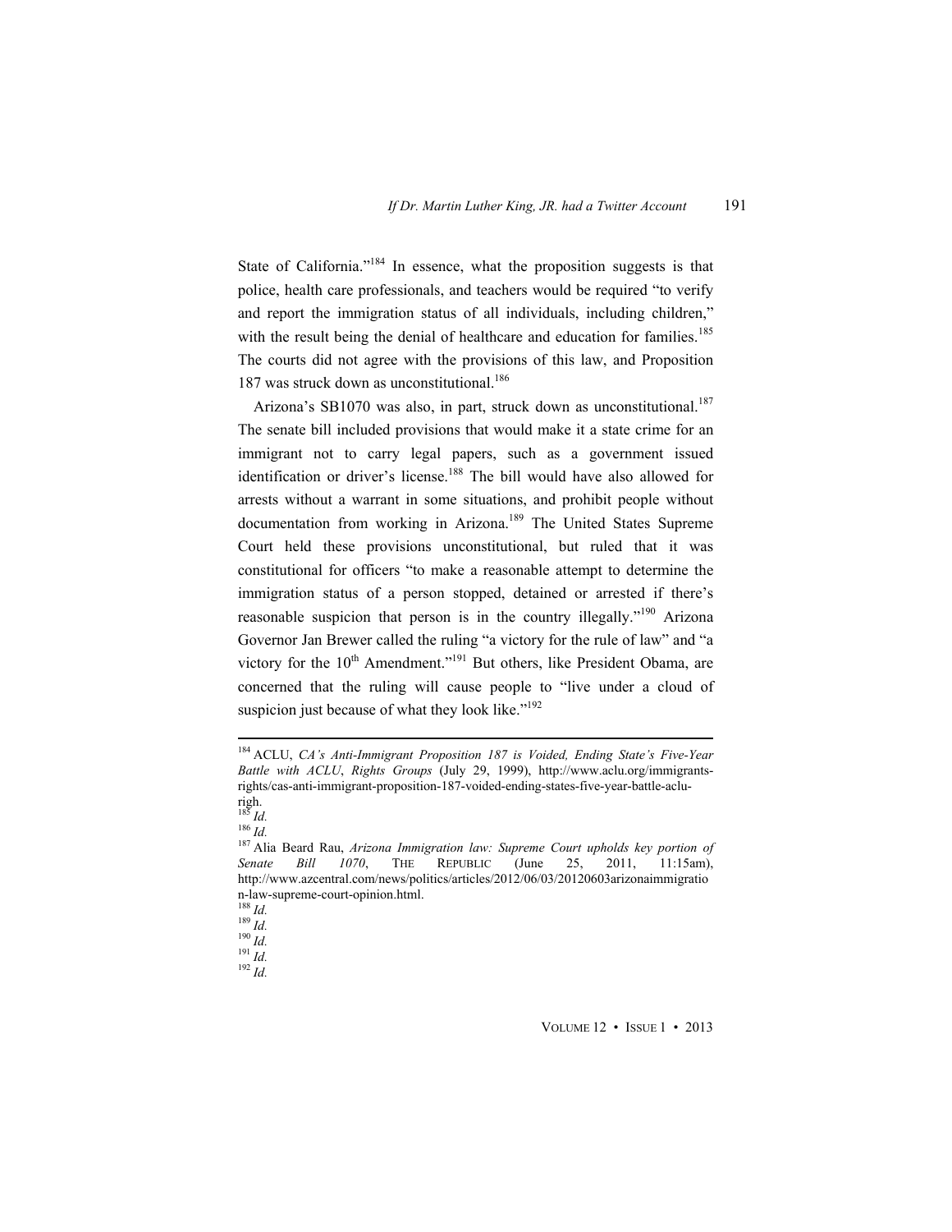State of California."[184] In essence, what the proposition suggests is that police, health care professionals, and teachers would be required "to verify and report the immigration status of all individuals, including children," with the result being the denial of healthcare and education for families.[185] The courts did not agree with the provisions of this law, and Proposition 187 was struck down as unconstitutional.[186]

Arizona's SB1070 was also, in part, struck down as unconstitutional.[187] The senate bill included provisions that would make it a state crime for an immigrant not to carry legal papers, such as a government issued identification or driver's license.[188] The bill would have also allowed for arrests without a warrant in some situations, and prohibit people without documentation from working in Arizona.[189] The United States Supreme Court held these provisions unconstitutional, but ruled that it was constitutional for officers "to make a reasonable attempt to determine the immigration status of a person stopped, detained or arrested if there's reasonable suspicion that person is in the country illegally."[190] Arizona Governor Jan Brewer called the ruling "a victory for the rule of law" and "a victory for the 10th Amendment."[191] But others, like President Obama, are concerned that the ruling will cause people to "live under a cloud of suspicion just because of what they look like."[192]

---

[184] ACLU, *CA's Anti-Immigrant Proposition 187 is Voided, Ending State's Five-Year Battle with ACLU, Rights Groups* (July 29, 1999), http://www.aclu.org/immigrants-rights/cas-anti-immigrant-proposition-187-voided-ending-states-five-year-battle-aclu-righ.

[185] *Id.*

[186] *Id.*

[187] Alia Beard Rau, *Arizona Immigration law: Supreme Court upholds key portion of Senate Bill 1070*, THE REPUBLIC (June 25, 2011, 11:15am), http://www.azcentral.com/news/politics/articles/2012/06/03/20120603arizonaimmigration-law-supreme-court-opinion.html.

[188] *Id.*

[189] *Id.*

[190] *Id.*

[191] *Id.*

[192] *Id.*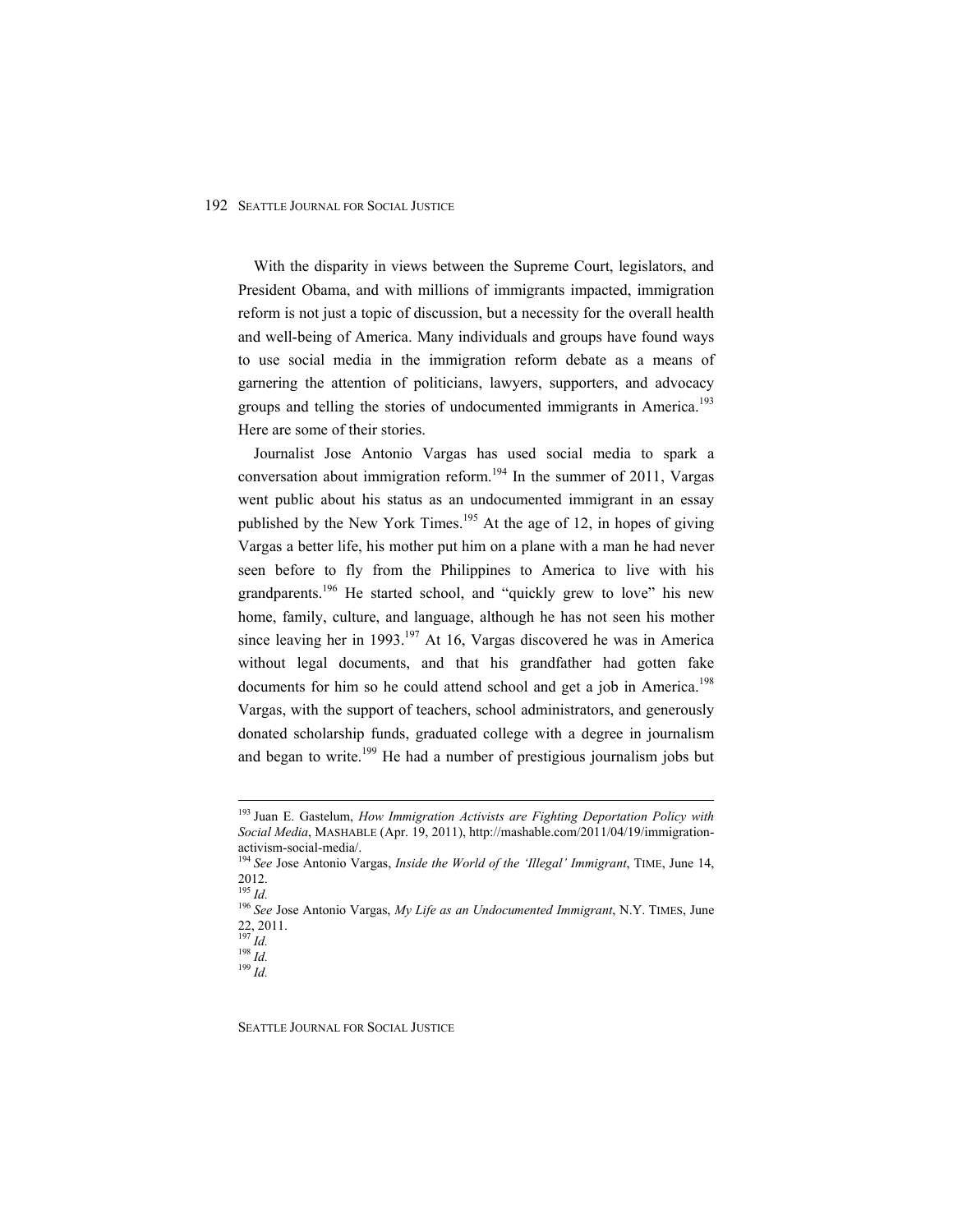With the disparity in views between the Supreme Court, legislators, and President Obama, and with millions of immigrants impacted, immigration reform is not just a topic of discussion, but a necessity for the overall health and well-being of America. Many individuals and groups have found ways to use social media in the immigration reform debate as a means of garnering the attention of politicians, lawyers, supporters, and advocacy groups and telling the stories of undocumented immigrants in America.[193] Here are some of their stories.

Journalist Jose Antonio Vargas has used social media to spark a conversation about immigration reform.[194] In the summer of 2011, Vargas went public about his status as an undocumented immigrant in an essay published by the New York Times.[195] At the age of 12, in hopes of giving Vargas a better life, his mother put him on a plane with a man he had never seen before to fly from the Philippines to America to live with his grandparents.[196] He started school, and "quickly grew to love" his new home, family, culture, and language, although he has not seen his mother since leaving her in 1993.[197] At 16, Vargas discovered he was in America without legal documents, and that his grandfather had gotten fake documents for him so he could attend school and get a job in America.[198] Vargas, with the support of teachers, school administrators, and generously donated scholarship funds, graduated college with a degree in journalism and began to write.[199] He had a number of prestigious journalism jobs but

---

[193] Juan E. Gastelum, *How Immigration Activists are Fighting Deportation Policy with Social Media*, MASHABLE (Apr. 19, 2011), http://mashable.com/2011/04/19/immigration-activism-social-media/.

[194] *See* Jose Antonio Vargas, *Inside the World of the 'Illegal' Immigrant*, TIME, June 14, 2012.

[195] *Id.*

[196] *See* Jose Antonio Vargas, *My Life as an Undocumented Immigrant*, N.Y. TIMES, June 22, 2011.

[197] *Id.*

[198] *Id.*

[199] *Id.*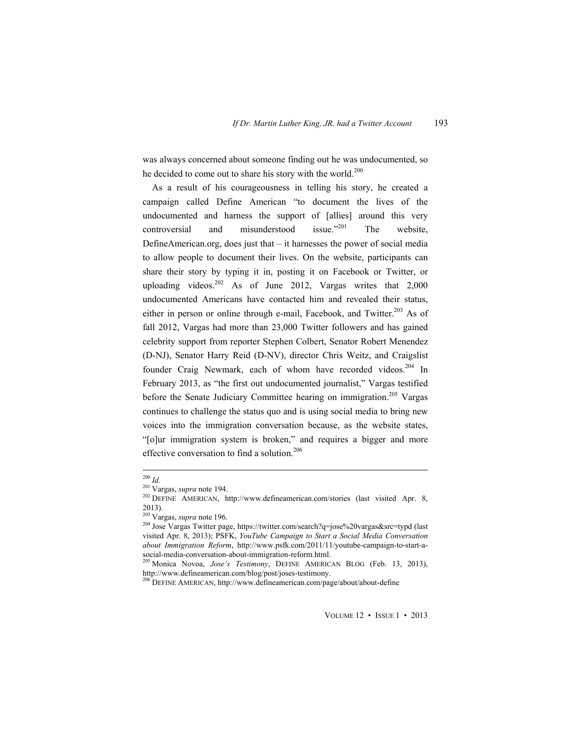was always concerned about someone finding out he was undocumented, so he decided to come out to share his story with the world.[200]

As a result of his courageousness in telling his story, he created a campaign called Define American "to document the lives of the undocumented and harness the support of [allies] around this very controversial and misunderstood issue."[201] The website, DefineAmerican.org, does just that – it harnesses the power of social media to allow people to document their lives. On the website, participants can share their story by typing it in, posting it on Facebook or Twitter, or uploading videos.[202] As of June 2012, Vargas writes that 2,000 undocumented Americans have contacted him and revealed their status, either in person or online through e-mail, Facebook, and Twitter.[203] As of fall 2012, Vargas had more than 23,000 Twitter followers and has gained celebrity support from reporter Stephen Colbert, Senator Robert Menendez (D-NJ), Senator Harry Reid (D-NV), director Chris Weitz, and Craigslist founder Craig Newmark, each of whom have recorded videos.[204] In February 2013, as "the first out undocumented journalist," Vargas testified before the Senate Judiciary Committee hearing on immigration.[205] Vargas continues to challenge the status quo and is using social media to bring new voices into the immigration conversation because, as the website states, "[o]ur immigration system is broken," and requires a bigger and more effective conversation to find a solution.[206]

---

[200] *Id.*

[201] Vargas, *supra* note 194.

[202] DEFINE AMERICAN, http://www.defineamerican.com/stories (last visited Apr. 8, 2013).

[203] Vargas, *supra* note 196.

[204] Jose Vargas Twitter page, https://twitter.com/search?q=jose%20vargas&src=typd (last visited Apr. 8, 2013); PSFK, *YouTube Campaign to Start a Social Media Conversation about Immigration Reform*, http://www.psfk.com/2011/11/youtube-campaign-to-start-a-social-media-conversation-about-immigration-reform.html.

[205] Monica Novoa, *Jose's Testimony*, DEFINE AMERICAN BLOG (Feb. 13, 2013), http://www.defineamerican.com/blog/post/joses-testimony.

[206] DEFINE AMERICAN, http://www.defineamerican.com/page/about/about-define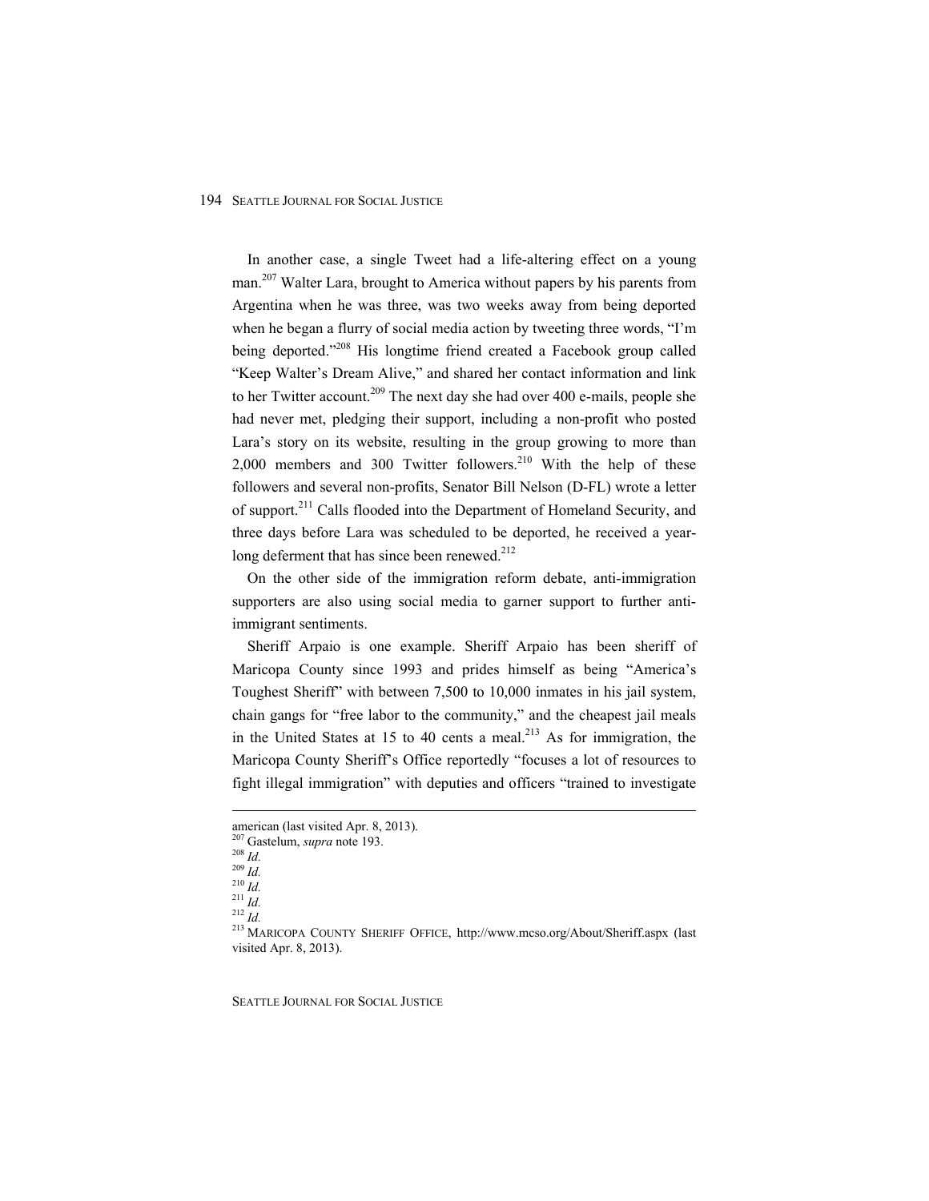In another case, a single Tweet had a life-altering effect on a young man.[207] Walter Lara, brought to America without papers by his parents from Argentina when he was three, was two weeks away from being deported when he began a flurry of social media action by tweeting three words, "I'm being deported."[208] His longtime friend created a Facebook group called "Keep Walter's Dream Alive," and shared her contact information and link to her Twitter account.[209] The next day she had over 400 e-mails, people she had never met, pledging their support, including a non-profit who posted Lara's story on its website, resulting in the group growing to more than 2,000 members and 300 Twitter followers.[210] With the help of these followers and several non-profits, Senator Bill Nelson (D-FL) wrote a letter of support.[211] Calls flooded into the Department of Homeland Security, and three days before Lara was scheduled to be deported, he received a year-long deferment that has since been renewed.[212]

On the other side of the immigration reform debate, anti-immigration supporters are also using social media to garner support to further anti-immigrant sentiments.

Sheriff Arpaio is one example. Sheriff Arpaio has been sheriff of Maricopa County since 1993 and prides himself as being "America's Toughest Sheriff" with between 7,500 to 10,000 inmates in his jail system, chain gangs for "free labor to the community," and the cheapest jail meals in the United States at 15 to 40 cents a meal.[213] As for immigration, the Maricopa County Sheriff's Office reportedly "focuses a lot of resources to fight illegal immigration" with deputies and officers "trained to investigate

---

american (last visited Apr. 8, 2013).

[207] Gastelum, *supra* note 193.

[208] *Id.*

[209] *Id.*

[210] *Id.*

[211] *Id.*

[212] *Id.*

[213] MARICOPA COUNTY SHERIFF OFFICE, http://www.mcso.org/About/Sheriff.aspx (last visited Apr. 8, 2013).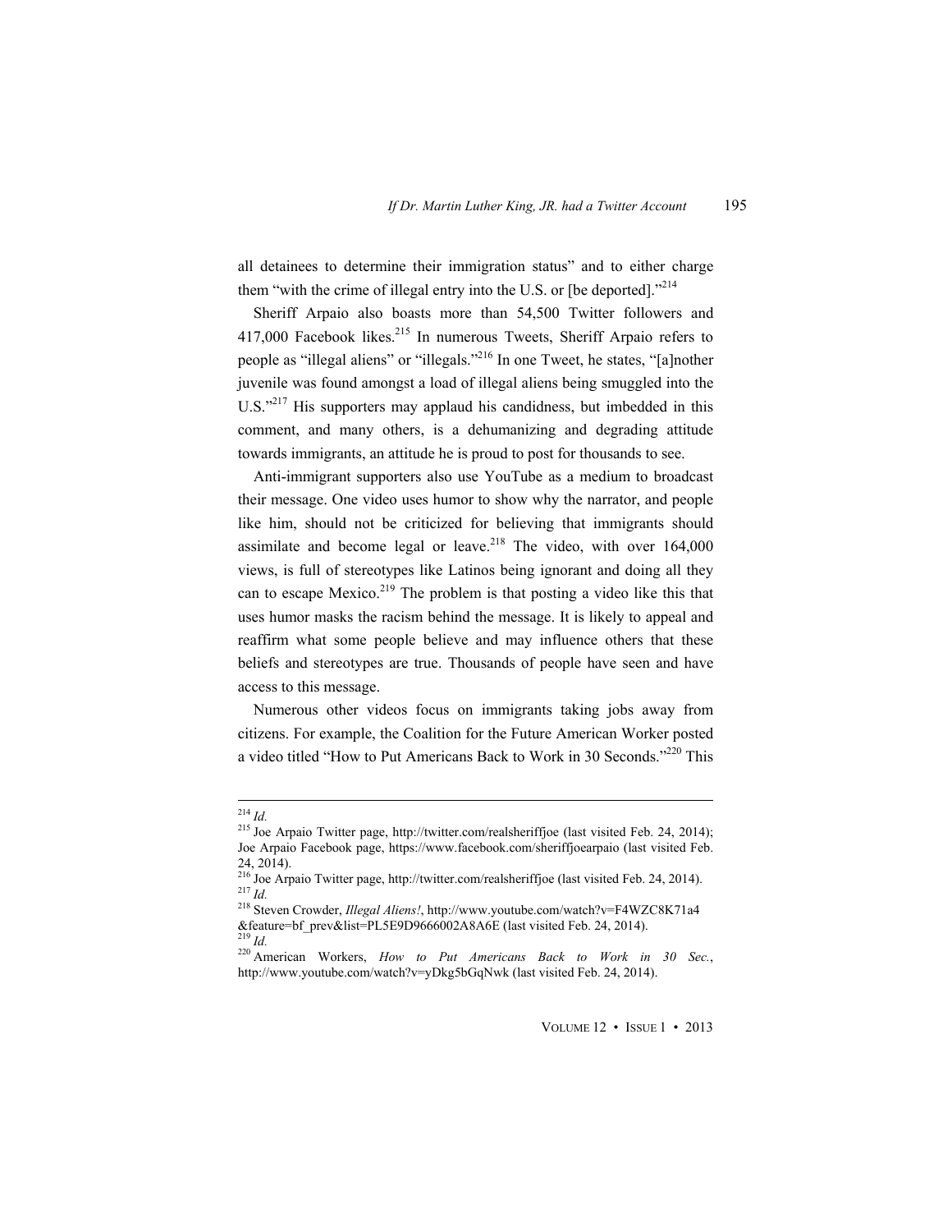all detainees to determine their immigration status" and to either charge them "with the crime of illegal entry into the U.S. or [be deported]."[214]

Sheriff Arpaio also boasts more than 54,500 Twitter followers and 417,000 Facebook likes.[215] In numerous Tweets, Sheriff Arpaio refers to people as "illegal aliens" or "illegals."[216] In one Tweet, he states, "[a]nother juvenile was found amongst a load of illegal aliens being smuggled into the U.S."[217] His supporters may applaud his candidness, but imbedded in this comment, and many others, is a dehumanizing and degrading attitude towards immigrants, an attitude he is proud to post for thousands to see.

Anti-immigrant supporters also use YouTube as a medium to broadcast their message. One video uses humor to show why the narrator, and people like him, should not be criticized for believing that immigrants should assimilate and become legal or leave.[218] The video, with over 164,000 views, is full of stereotypes like Latinos being ignorant and doing all they can to escape Mexico.[219] The problem is that posting a video like this that uses humor masks the racism behind the message. It is likely to appeal and reaffirm what some people believe and may influence others that these beliefs and stereotypes are true. Thousands of people have seen and have access to this message.

Numerous other videos focus on immigrants taking jobs away from citizens. For example, the Coalition for the Future American Worker posted a video titled "How to Put Americans Back to Work in 30 Seconds."[220] This

---

[214] *Id.*

[215] Joe Arpaio Twitter page, http://twitter.com/realsheriffjoe (last visited Feb. 24, 2014); Joe Arpaio Facebook page, https://www.facebook.com/sheriffjoearpaio (last visited Feb. 24, 2014).

[216] Joe Arpaio Twitter page, http://twitter.com/realsheriffjoe (last visited Feb. 24, 2014).

[217] *Id.*

[218] Steven Crowder, *Illegal Aliens!*, http://www.youtube.com/watch?v=F4WZC8K71a4&feature=bf_prev&list=PL5E9D9666002A8A6E (last visited Feb. 24, 2014).

[219] *Id.*

[220] American Workers, *How to Put Americans Back to Work in 30 Sec.*, http://www.youtube.com/watch?v=yDkg5bGqNwk (last visited Feb. 24, 2014).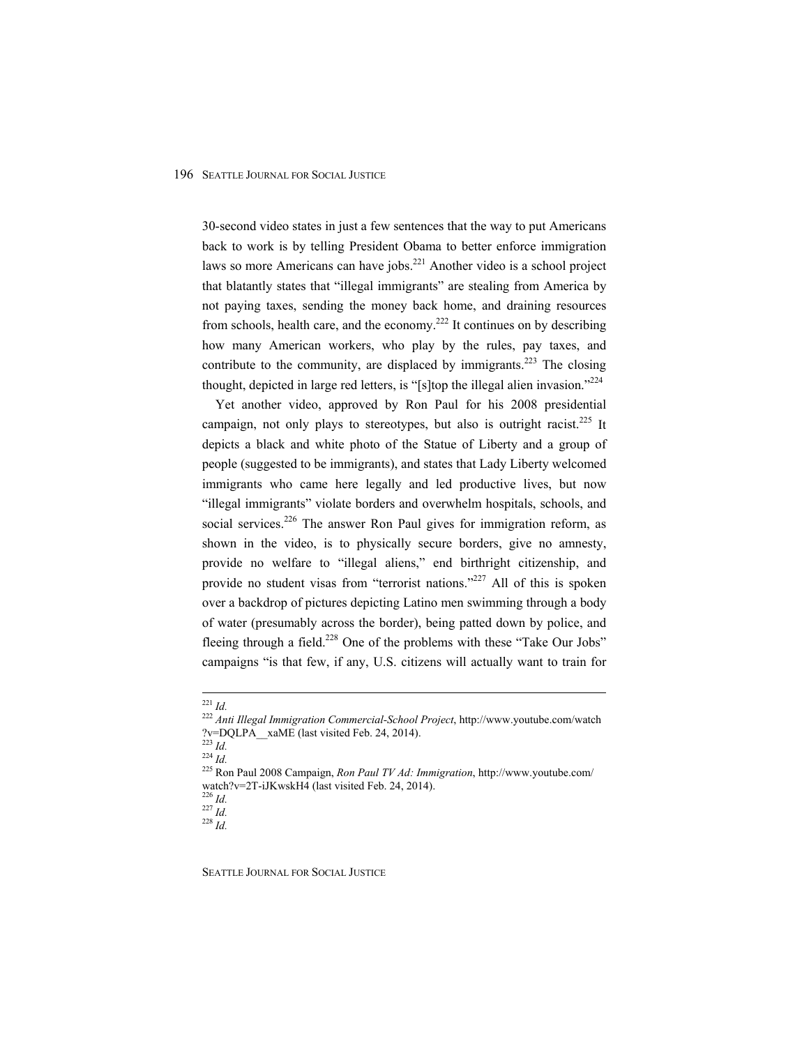30-second video states in just a few sentences that the way to put Americans back to work is by telling President Obama to better enforce immigration laws so more Americans can have jobs.[221] Another video is a school project that blatantly states that "illegal immigrants" are stealing from America by not paying taxes, sending the money back home, and draining resources from schools, health care, and the economy.[222] It continues on by describing how many American workers, who play by the rules, pay taxes, and contribute to the community, are displaced by immigrants.[223] The closing thought, depicted in large red letters, is "[s]top the illegal alien invasion."[224]

Yet another video, approved by Ron Paul for his 2008 presidential campaign, not only plays to stereotypes, but also is outright racist.[225] It depicts a black and white photo of the Statue of Liberty and a group of people (suggested to be immigrants), and states that Lady Liberty welcomed immigrants who came here legally and led productive lives, but now "illegal immigrants" violate borders and overwhelm hospitals, schools, and social services.[226] The answer Ron Paul gives for immigration reform, as shown in the video, is to physically secure borders, give no amnesty, provide no welfare to "illegal aliens," end birthright citizenship, and provide no student visas from "terrorist nations."[227] All of this is spoken over a backdrop of pictures depicting Latino men swimming through a body of water (presumably across the border), being patted down by police, and fleeing through a field.[228] One of the problems with these "Take Our Jobs" campaigns "is that few, if any, U.S. citizens will actually want to train for

---

[221] *Id.*

[222] *Anti Illegal Immigration Commercial-School Project*, http://www.youtube.com/watch?v=DQLPA__xaME (last visited Feb. 24, 2014).

[223] *Id.*

[224] *Id.*

[225] Ron Paul 2008 Campaign, *Ron Paul TV Ad: Immigration*, http://www.youtube.com/watch?v=2T-iJKwskH4 (last visited Feb. 24, 2014).

[226] *Id.*

[227] *Id.*

[228] *Id.*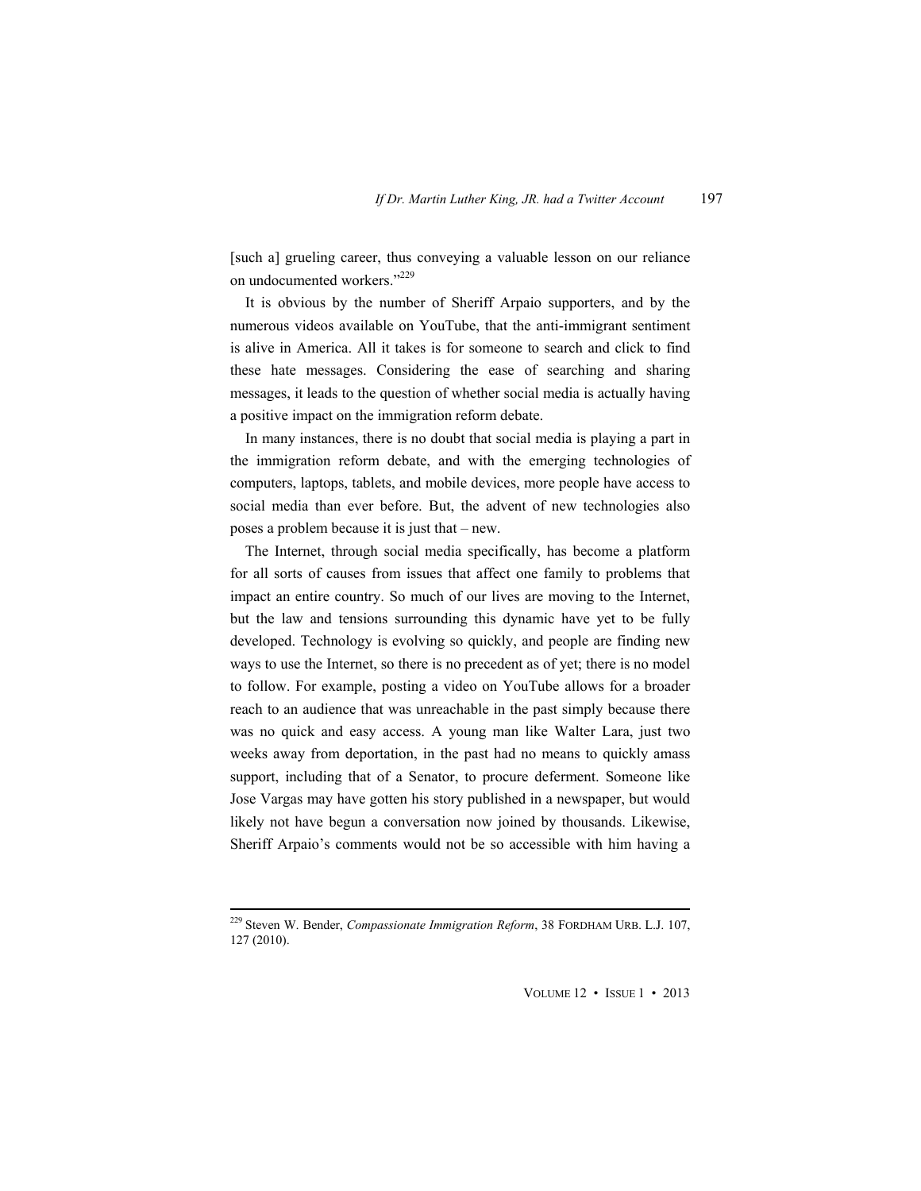[such a] grueling career, thus conveying a valuable lesson on our reliance on undocumented workers."[229]

It is obvious by the number of Sheriff Arpaio supporters, and by the numerous videos available on YouTube, that the anti-immigrant sentiment is alive in America. All it takes is for someone to search and click to find these hate messages. Considering the ease of searching and sharing messages, it leads to the question of whether social media is actually having a positive impact on the immigration reform debate.

In many instances, there is no doubt that social media is playing a part in the immigration reform debate, and with the emerging technologies of computers, laptops, tablets, and mobile devices, more people have access to social media than ever before. But, the advent of new technologies also poses a problem because it is just that – new.

The Internet, through social media specifically, has become a platform for all sorts of causes from issues that affect one family to problems that impact an entire country. So much of our lives are moving to the Internet, but the law and tensions surrounding this dynamic have yet to be fully developed. Technology is evolving so quickly, and people are finding new ways to use the Internet, so there is no precedent as of yet; there is no model to follow. For example, posting a video on YouTube allows for a broader reach to an audience that was unreachable in the past simply because there was no quick and easy access. A young man like Walter Lara, just two weeks away from deportation, in the past had no means to quickly amass support, including that of a Senator, to procure deferment. Someone like Jose Vargas may have gotten his story published in a newspaper, but would likely not have begun a conversation now joined by thousands. Likewise, Sheriff Arpaio's comments would not be so accessible with him having a

---

[229] Steven W. Bender, *Compassionate Immigration Reform*, 38 FORDHAM URB. L.J. 107, 127 (2010).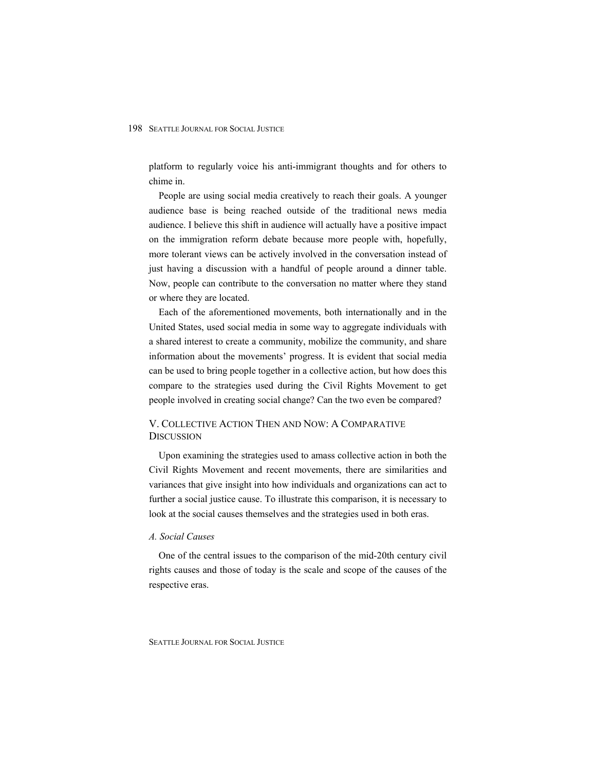platform to regularly voice his anti-immigrant thoughts and for others to chime in.

People are using social media creatively to reach their goals. A younger audience base is being reached outside of the traditional news media audience. I believe this shift in audience will actually have a positive impact on the immigration reform debate because more people with, hopefully, more tolerant views can be actively involved in the conversation instead of just having a discussion with a handful of people around a dinner table. Now, people can contribute to the conversation no matter where they stand or where they are located.

Each of the aforementioned movements, both internationally and in the United States, used social media in some way to aggregate individuals with a shared interest to create a community, mobilize the community, and share information about the movements' progress. It is evident that social media can be used to bring people together in a collective action, but how does this compare to the strategies used during the Civil Rights Movement to get people involved in creating social change? Can the two even be compared?

## V. Collective Action Then and Now: A Comparative Discussion

Upon examining the strategies used to amass collective action in both the Civil Rights Movement and recent movements, there are similarities and variances that give insight into how individuals and organizations can act to further a social justice cause. To illustrate this comparison, it is necessary to look at the social causes themselves and the strategies used in both eras.

### *A. Social Causes*

One of the central issues to the comparison of the mid-20th century civil rights causes and those of today is the scale and scope of the causes of the respective eras.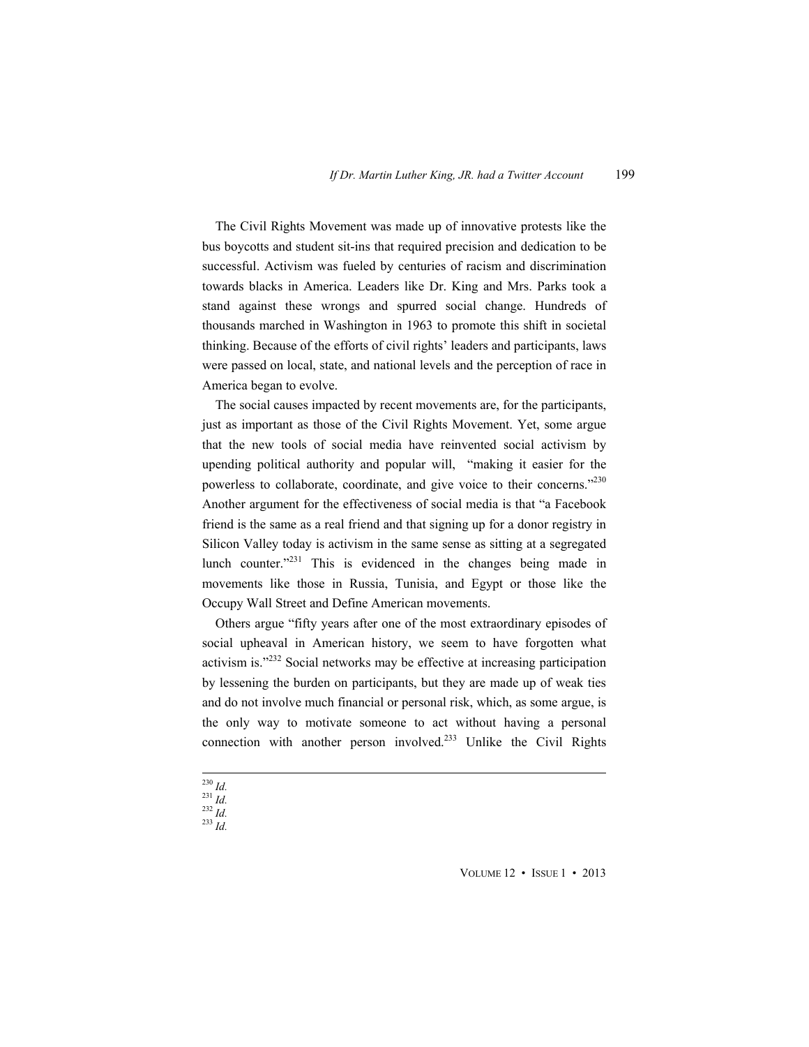The Civil Rights Movement was made up of innovative protests like the bus boycotts and student sit-ins that required precision and dedication to be successful. Activism was fueled by centuries of racism and discrimination towards blacks in America. Leaders like Dr. King and Mrs. Parks took a stand against these wrongs and spurred social change. Hundreds of thousands marched in Washington in 1963 to promote this shift in societal thinking. Because of the efforts of civil rights' leaders and participants, laws were passed on local, state, and national levels and the perception of race in America began to evolve.

The social causes impacted by recent movements are, for the participants, just as important as those of the Civil Rights Movement. Yet, some argue that the new tools of social media have reinvented social activism by upending political authority and popular will, "making it easier for the powerless to collaborate, coordinate, and give voice to their concerns."[230] Another argument for the effectiveness of social media is that "a Facebook friend is the same as a real friend and that signing up for a donor registry in Silicon Valley today is activism in the same sense as sitting at a segregated lunch counter."[231] This is evidenced in the changes being made in movements like those in Russia, Tunisia, and Egypt or those like the Occupy Wall Street and Define American movements.

Others argue "fifty years after one of the most extraordinary episodes of social upheaval in American history, we seem to have forgotten what activism is."[232] Social networks may be effective at increasing participation by lessening the burden on participants, but they are made up of weak ties and do not involve much financial or personal risk, which, as some argue, is the only way to motivate someone to act without having a personal connection with another person involved.[233] Unlike the Civil Rights

---

[230] *Id.*
[231] *Id.*
[232] *Id.*
[233] *Id.*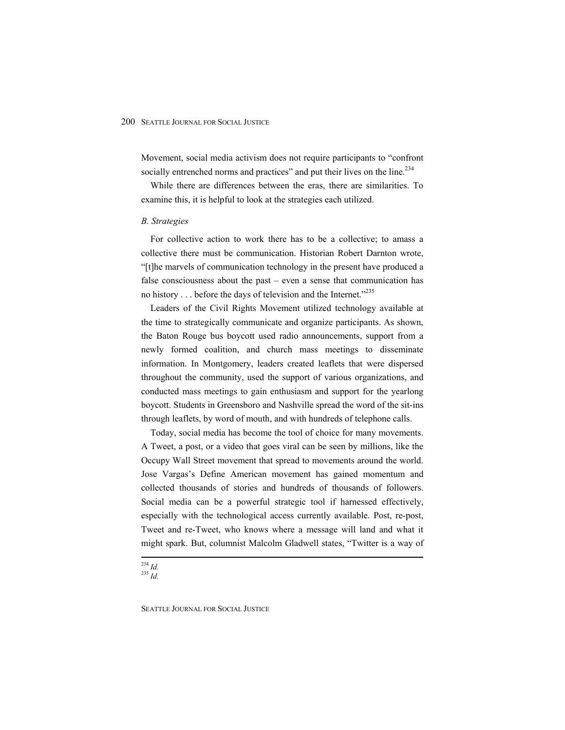Movement, social media activism does not require participants to "confront socially entrenched norms and practices" and put their lives on the line.[234]

While there are differences between the eras, there are similarities. To examine this, it is helpful to look at the strategies each utilized.

### *B. Strategies*

For collective action to work there has to be a collective; to amass a collective there must be communication. Historian Robert Darnton wrote, "[t]he marvels of communication technology in the present have produced a false consciousness about the past – even a sense that communication has no history . . . before the days of television and the Internet."[235]

Leaders of the Civil Rights Movement utilized technology available at the time to strategically communicate and organize participants. As shown, the Baton Rouge bus boycott used radio announcements, support from a newly formed coalition, and church mass meetings to disseminate information. In Montgomery, leaders created leaflets that were dispersed throughout the community, used the support of various organizations, and conducted mass meetings to gain enthusiasm and support for the yearlong boycott. Students in Greensboro and Nashville spread the word of the sit-ins through leaflets, by word of mouth, and with hundreds of telephone calls.

Today, social media has become the tool of choice for many movements. A Tweet, a post, or a video that goes viral can be seen by millions, like the Occupy Wall Street movement that spread to movements around the world. Jose Vargas's Define American movement has gained momentum and collected thousands of stories and hundreds of thousands of followers. Social media can be a powerful strategic tool if harnessed effectively, especially with the technological access currently available. Post, re-post, Tweet and re-Tweet, who knows where a message will land and what it might spark. But, columnist Malcolm Gladwell states, "Twitter is a way of

---

[234] *Id.*

[235] *Id.*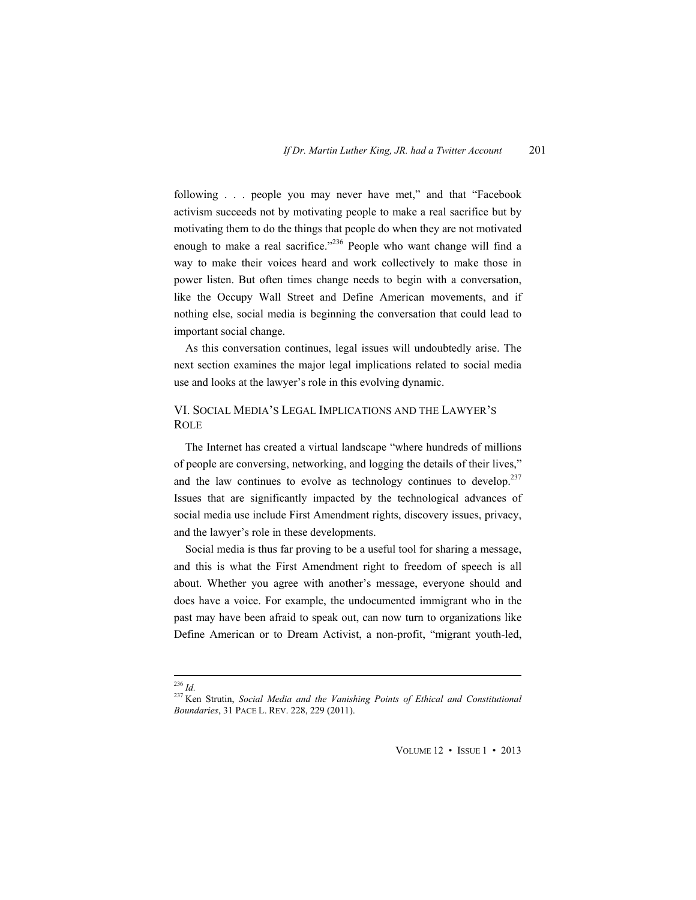following . . . people you may never have met," and that "Facebook activism succeeds not by motivating people to make a real sacrifice but by motivating them to do the things that people do when they are not motivated enough to make a real sacrifice."[236] People who want change will find a way to make their voices heard and work collectively to make those in power listen. But often times change needs to begin with a conversation, like the Occupy Wall Street and Define American movements, and if nothing else, social media is beginning the conversation that could lead to important social change.

As this conversation continues, legal issues will undoubtedly arise. The next section examines the major legal implications related to social media use and looks at the lawyer's role in this evolving dynamic.

## VI. Social Media's Legal Implications and the Lawyer's Role

The Internet has created a virtual landscape "where hundreds of millions of people are conversing, networking, and logging the details of their lives," and the law continues to evolve as technology continues to develop.[237] Issues that are significantly impacted by the technological advances of social media use include First Amendment rights, discovery issues, privacy, and the lawyer's role in these developments.

Social media is thus far proving to be a useful tool for sharing a message, and this is what the First Amendment right to freedom of speech is all about. Whether you agree with another's message, everyone should and does have a voice. For example, the undocumented immigrant who in the past may have been afraid to speak out, can now turn to organizations like Define American or to Dream Activist, a non-profit, "migrant youth-led,

---

[236] *Id.*

[237] Ken Strutin, *Social Media and the Vanishing Points of Ethical and Constitutional Boundaries*, 31 Pace L. Rev. 228, 229 (2011).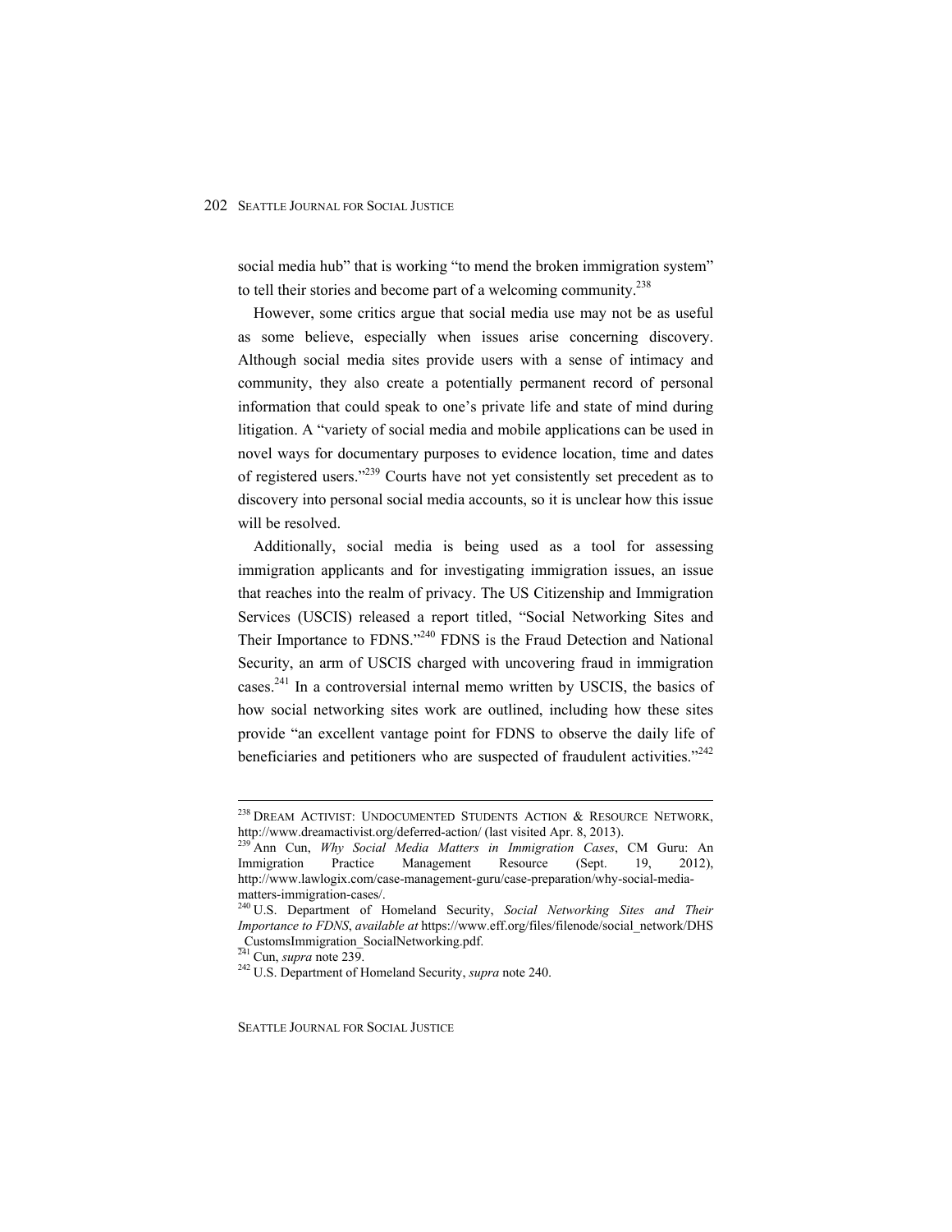social media hub" that is working "to mend the broken immigration system" to tell their stories and become part of a welcoming community.[238]

However, some critics argue that social media use may not be as useful as some believe, especially when issues arise concerning discovery. Although social media sites provide users with a sense of intimacy and community, they also create a potentially permanent record of personal information that could speak to one's private life and state of mind during litigation. A "variety of social media and mobile applications can be used in novel ways for documentary purposes to evidence location, time and dates of registered users."[239] Courts have not yet consistently set precedent as to discovery into personal social media accounts, so it is unclear how this issue will be resolved.

Additionally, social media is being used as a tool for assessing immigration applicants and for investigating immigration issues, an issue that reaches into the realm of privacy. The US Citizenship and Immigration Services (USCIS) released a report titled, "Social Networking Sites and Their Importance to FDNS."[240] FDNS is the Fraud Detection and National Security, an arm of USCIS charged with uncovering fraud in immigration cases.[241] In a controversial internal memo written by USCIS, the basics of how social networking sites work are outlined, including how these sites provide "an excellent vantage point for FDNS to observe the daily life of beneficiaries and petitioners who are suspected of fraudulent activities."[242]

---

[238] DREAM ACTIVIST: UNDOCUMENTED STUDENTS ACTION & RESOURCE NETWORK, http://www.dreamactivist.org/deferred-action/ (last visited Apr. 8, 2013).

[239] Ann Cun, *Why Social Media Matters in Immigration Cases*, CM Guru: An Immigration Practice Management Resource (Sept. 19, 2012), http://www.lawlogix.com/case-management-guru/case-preparation/why-social-media-matters-immigration-cases/.

[240] U.S. Department of Homeland Security, *Social Networking Sites and Their Importance to FDNS*, *available at* https://www.eff.org/files/filenode/social_network/DHS_CustomsImmigration_SocialNetworking.pdf.

[241] Cun, *supra* note 239.

[242] U.S. Department of Homeland Security, *supra* note 240.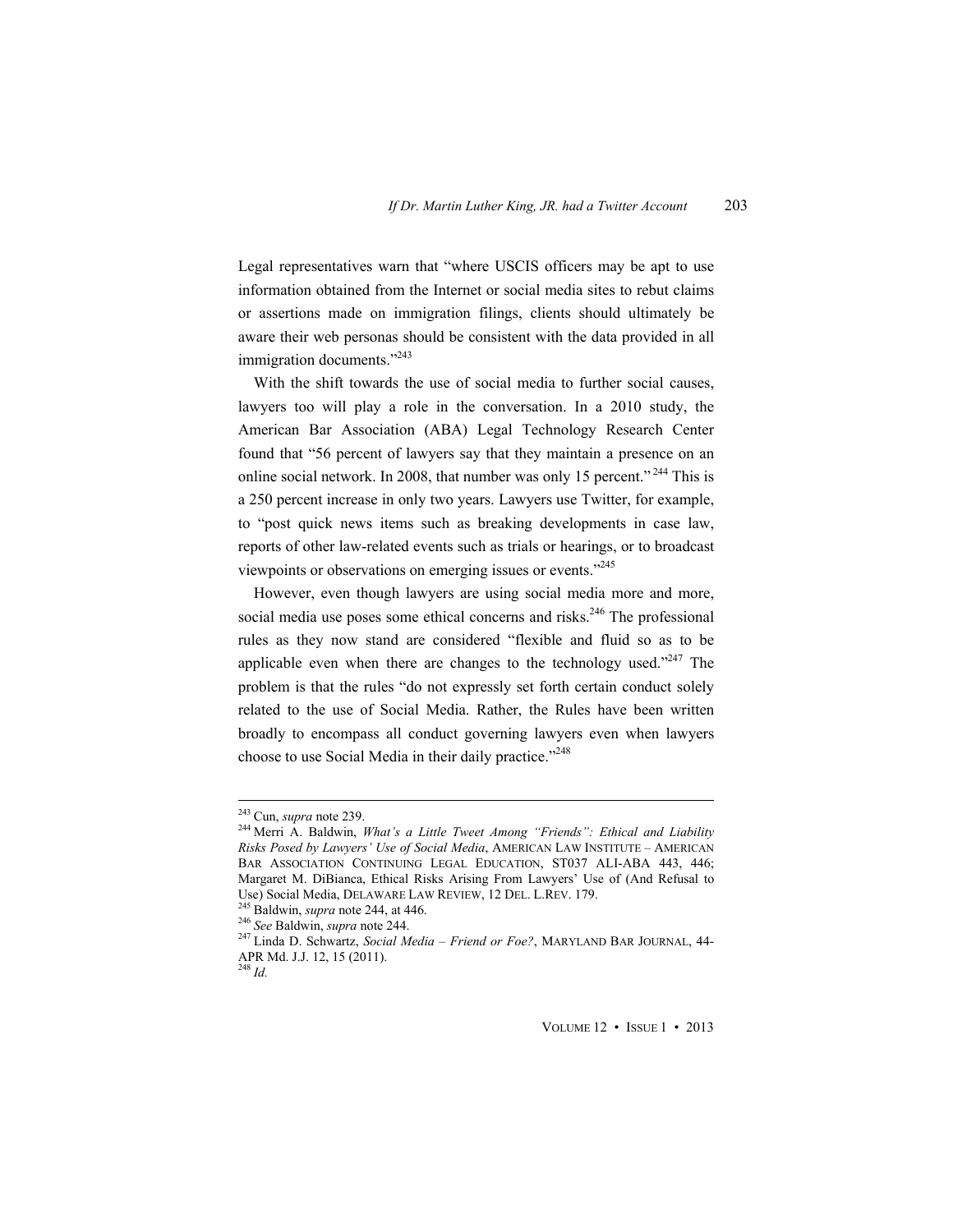Legal representatives warn that "where USCIS officers may be apt to use information obtained from the Internet or social media sites to rebut claims or assertions made on immigration filings, clients should ultimately be aware their web personas should be consistent with the data provided in all immigration documents."[243]

With the shift towards the use of social media to further social causes, lawyers too will play a role in the conversation. In a 2010 study, the American Bar Association (ABA) Legal Technology Research Center found that "56 percent of lawyers say that they maintain a presence on an online social network. In 2008, that number was only 15 percent."[244] This is a 250 percent increase in only two years. Lawyers use Twitter, for example, to "post quick news items such as breaking developments in case law, reports of other law-related events such as trials or hearings, or to broadcast viewpoints or observations on emerging issues or events."[245]

However, even though lawyers are using social media more and more, social media use poses some ethical concerns and risks.[246] The professional rules as they now stand are considered "flexible and fluid so as to be applicable even when there are changes to the technology used."[247] The problem is that the rules "do not expressly set forth certain conduct solely related to the use of Social Media. Rather, the Rules have been written broadly to encompass all conduct governing lawyers even when lawyers choose to use Social Media in their daily practice."[248]

---

[243] Cun, *supra* note 239.

[244] Merri A. Baldwin, *What's a Little Tweet Among "Friends": Ethical and Liability Risks Posed by Lawyers' Use of Social Media*, AMERICAN LAW INSTITUTE – AMERICAN BAR ASSOCIATION CONTINUING LEGAL EDUCATION, ST037 ALI-ABA 443, 446; Margaret M. DiBianca, Ethical Risks Arising From Lawyers' Use of (And Refusal to Use) Social Media, DELAWARE LAW REVIEW, 12 DEL. L.REV. 179.

[245] Baldwin, *supra* note 244, at 446.

[246] *See* Baldwin, *supra* note 244.

[247] Linda D. Schwartz, *Social Media – Friend or Foe?*, MARYLAND BAR JOURNAL, 44-APR Md. J.J. 12, 15 (2011).

[248] *Id.*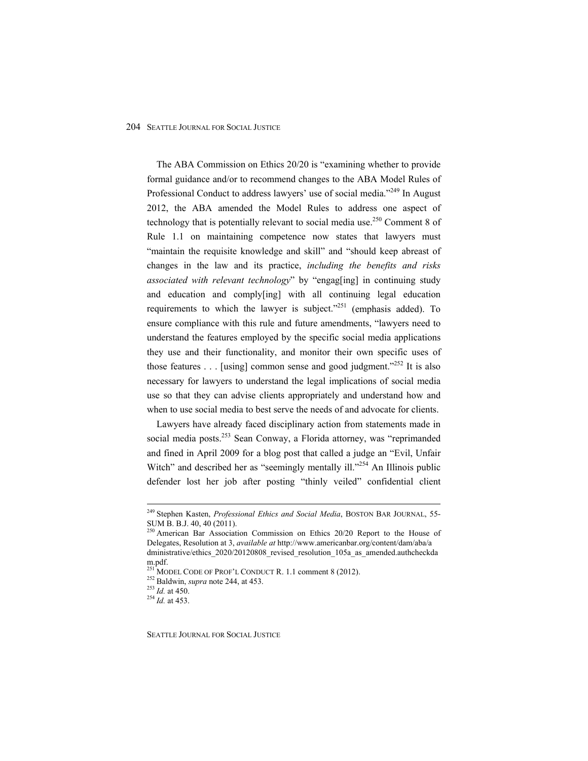The ABA Commission on Ethics 20/20 is "examining whether to provide formal guidance and/or to recommend changes to the ABA Model Rules of Professional Conduct to address lawyers' use of social media."[249] In August 2012, the ABA amended the Model Rules to address one aspect of technology that is potentially relevant to social media use.[250] Comment 8 of Rule 1.1 on maintaining competence now states that lawyers must "maintain the requisite knowledge and skill" and "should keep abreast of changes in the law and its practice, *including the benefits and risks associated with relevant technology*" by "engag[ing] in continuing study and education and comply[ing] with all continuing legal education requirements to which the lawyer is subject."[251] (emphasis added). To ensure compliance with this rule and future amendments, "lawyers need to understand the features employed by the specific social media applications they use and their functionality, and monitor their own specific uses of those features . . . [using] common sense and good judgment."[252] It is also necessary for lawyers to understand the legal implications of social media use so that they can advise clients appropriately and understand how and when to use social media to best serve the needs of and advocate for clients.

Lawyers have already faced disciplinary action from statements made in social media posts.[253] Sean Conway, a Florida attorney, was "reprimanded and fined in April 2009 for a blog post that called a judge an "Evil, Unfair Witch" and described her as "seemingly mentally ill."[254] An Illinois public defender lost her job after posting "thinly veiled" confidential client

---

[249] Stephen Kasten, *Professional Ethics and Social Media*, BOSTON BAR JOURNAL, 55-SUM B. B.J. 40, 40 (2011).

[250] American Bar Association Commission on Ethics 20/20 Report to the House of Delegates, Resolution at 3, *available at* http://www.americanbar.org/content/dam/aba/administrative/ethics_2020/20120808_revised_resolution_105a_as_amended.authcheckdam.pdf.

[251] MODEL CODE OF PROF'L CONDUCT R. 1.1 comment 8 (2012).

[252] Baldwin, *supra* note 244, at 453.

[253] *Id.* at 450.

[254] *Id.* at 453.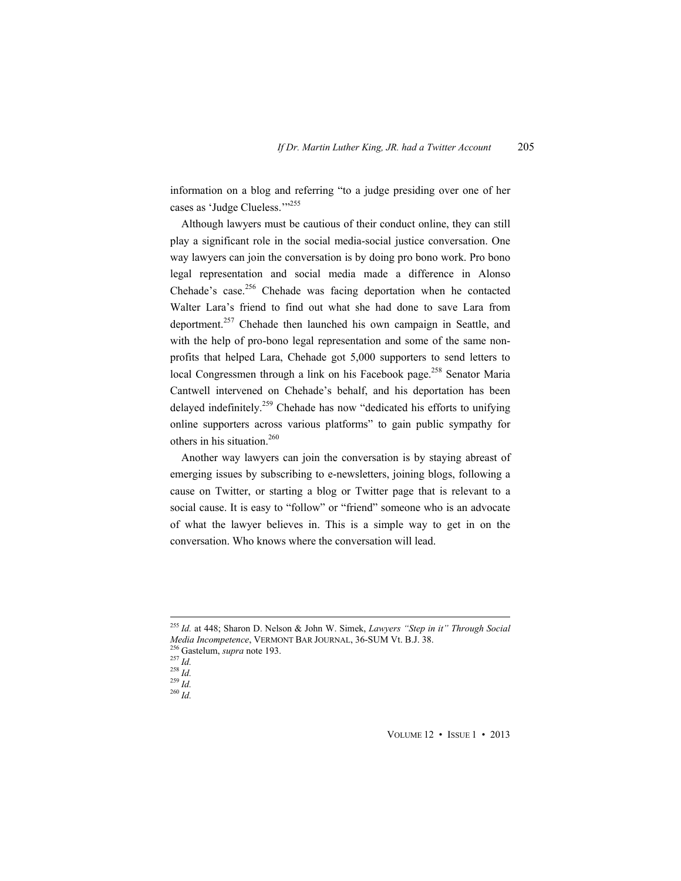information on a blog and referring "to a judge presiding over one of her cases as 'Judge Clueless.'"[255]

Although lawyers must be cautious of their conduct online, they can still play a significant role in the social media-social justice conversation. One way lawyers can join the conversation is by doing pro bono work. Pro bono legal representation and social media made a difference in Alonso Chehade's case.[256] Chehade was facing deportation when he contacted Walter Lara's friend to find out what she had done to save Lara from deportment.[257] Chehade then launched his own campaign in Seattle, and with the help of pro-bono legal representation and some of the same non-profits that helped Lara, Chehade got 5,000 supporters to send letters to local Congressmen through a link on his Facebook page.[258] Senator Maria Cantwell intervened on Chehade's behalf, and his deportation has been delayed indefinitely.[259] Chehade has now "dedicated his efforts to unifying online supporters across various platforms" to gain public sympathy for others in his situation.[260]

Another way lawyers can join the conversation is by staying abreast of emerging issues by subscribing to e-newsletters, joining blogs, following a cause on Twitter, or starting a blog or Twitter page that is relevant to a social cause. It is easy to "follow" or "friend" someone who is an advocate of what the lawyer believes in. This is a simple way to get in on the conversation. Who knows where the conversation will lead.

---

[255] *Id.* at 448; Sharon D. Nelson & John W. Simek, *Lawyers "Step in it" Through Social Media Incompetence*, VERMONT BAR JOURNAL, 36-SUM Vt. B.J. 38.

[256] Gastelum, *supra* note 193.

[257] *Id.*

[258] *Id.*

[259] *Id.*

[260] *Id.*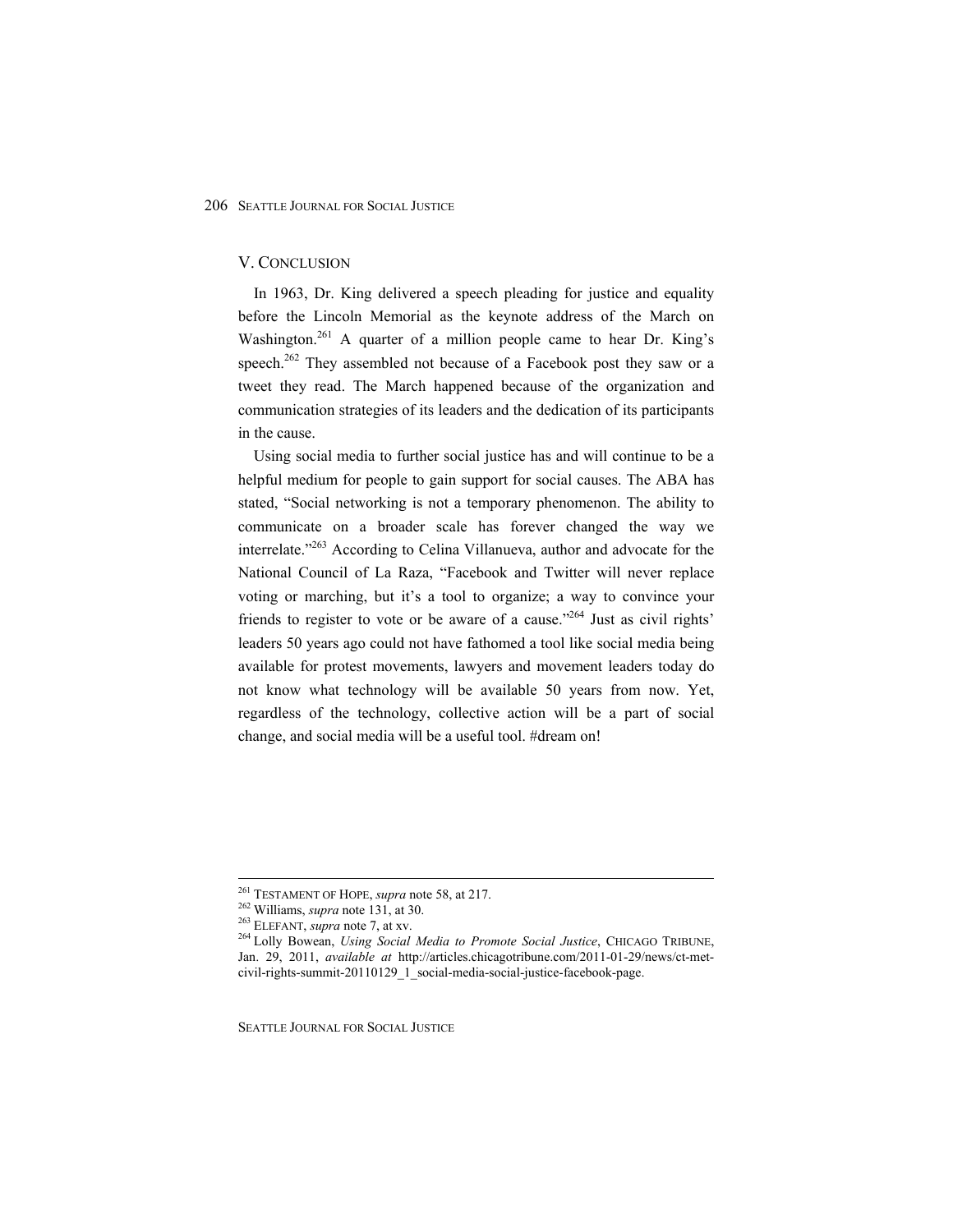## V. CONCLUSION

In 1963, Dr. King delivered a speech pleading for justice and equality before the Lincoln Memorial as the keynote address of the March on Washington.[261] A quarter of a million people came to hear Dr. King's speech.[262] They assembled not because of a Facebook post they saw or a tweet they read. The March happened because of the organization and communication strategies of its leaders and the dedication of its participants in the cause.

Using social media to further social justice has and will continue to be a helpful medium for people to gain support for social causes. The ABA has stated, "Social networking is not a temporary phenomenon. The ability to communicate on a broader scale has forever changed the way we interrelate."[263] According to Celina Villanueva, author and advocate for the National Council of La Raza, "Facebook and Twitter will never replace voting or marching, but it's a tool to organize; a way to convince your friends to register to vote or be aware of a cause."[264] Just as civil rights' leaders 50 years ago could not have fathomed a tool like social media being available for protest movements, lawyers and movement leaders today do not know what technology will be available 50 years from now. Yet, regardless of the technology, collective action will be a part of social change, and social media will be a useful tool. #dream on!

---

[261] TESTAMENT OF HOPE, *supra* note 58, at 217.

[262] Williams, *supra* note 131, at 30.

[263] ELEFANT, *supra* note 7, at xv.

[264] Lolly Bowean, *Using Social Media to Promote Social Justice*, CHICAGO TRIBUNE, Jan. 29, 2011, *available at* http://articles.chicagotribune.com/2011-01-29/news/ct-met-civil-rights-summit-20110129_1_social-media-social-justice-facebook-page.